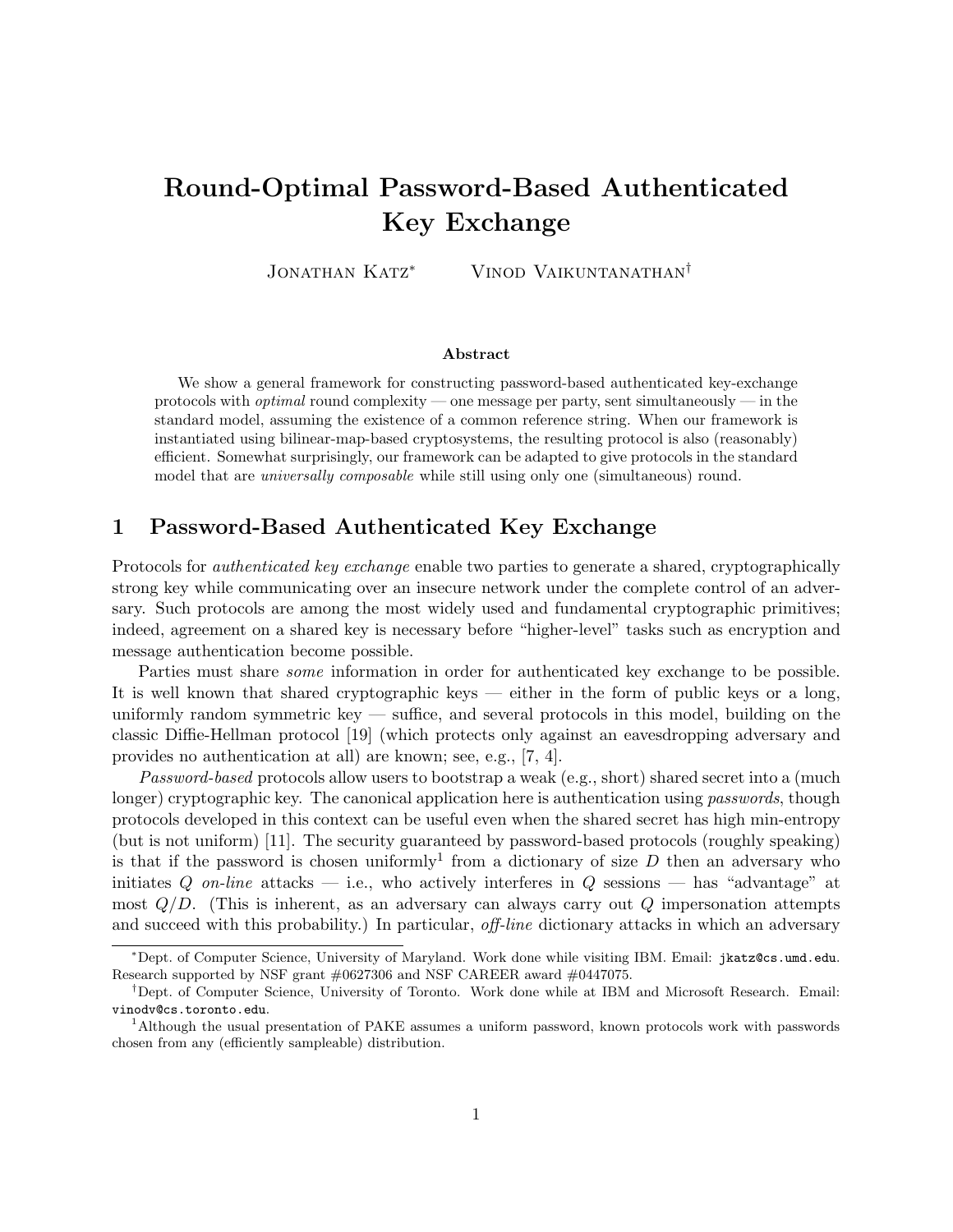# Round-Optimal Password-Based Authenticated Key Exchange

Jonathan Katz[*] Vinod Vaikuntanathan[†]

### Abstract

We show a general framework for constructing password-based authenticated key-exchange protocols with *optimal* round complexity — one message per party, sent simultaneously — in the standard model, assuming the existence of a common reference string. When our framework is instantiated using bilinear-map-based cryptosystems, the resulting protocol is also (reasonably) efficient. Somewhat surprisingly, our framework can be adapted to give protocols in the standard model that are *universally composable* while still using only one (simultaneous) round.

## 1 Password-Based Authenticated Key Exchange

Protocols for *authenticated key exchange* enable two parties to generate a shared, cryptographically strong key while communicating over an insecure network under the complete control of an adversary. Such protocols are among the most widely used and fundamental cryptographic primitives; indeed, agreement on a shared key is necessary before "higher-level" tasks such as encryption and message authentication become possible.

Parties must share *some* information in order for authenticated key exchange to be possible. It is well known that shared cryptographic keys — either in the form of public keys or a long, uniformly random symmetric key — suffice, and several protocols in this model, building on the classic Diffie-Hellman protocol [19] (which protects only against an eavesdropping adversary and provides no authentication at all) are known; see, e.g., [7, 4].

*Password-based* protocols allow users to bootstrap a weak (e.g., short) shared secret into a (much longer) cryptographic key. The canonical application here is authentication using *passwords*, though protocols developed in this context can be useful even when the shared secret has high min-entropy (but is not uniform) [11]. The security guaranteed by password-based protocols (roughly speaking) is that if the password is chosen uniformly[1] from a dictionary of size $D$ then an adversary who initiates $Q$ *on-line* attacks — i.e., who actively interferes in $Q$ sessions — has "advantage" at most $Q/D$. (This is inherent, as an adversary can always carry out $Q$ impersonation attempts and succeed with this probability.) In particular, *off-line* dictionary attacks in which an adversary

---

[*] Dept. of Computer Science, University of Maryland. Work done while visiting IBM. Email: jkatz@cs.umd.edu. Research supported by NSF grant #0627306 and NSF CAREER award #0447075.

[†] Dept. of Computer Science, University of Toronto. Work done while at IBM and Microsoft Research. Email: vinodv@cs.toronto.edu.

[1] Although the usual presentation of PAKE assumes a uniform password, known protocols work with passwords chosen from any (efficiently sampleable) distribution.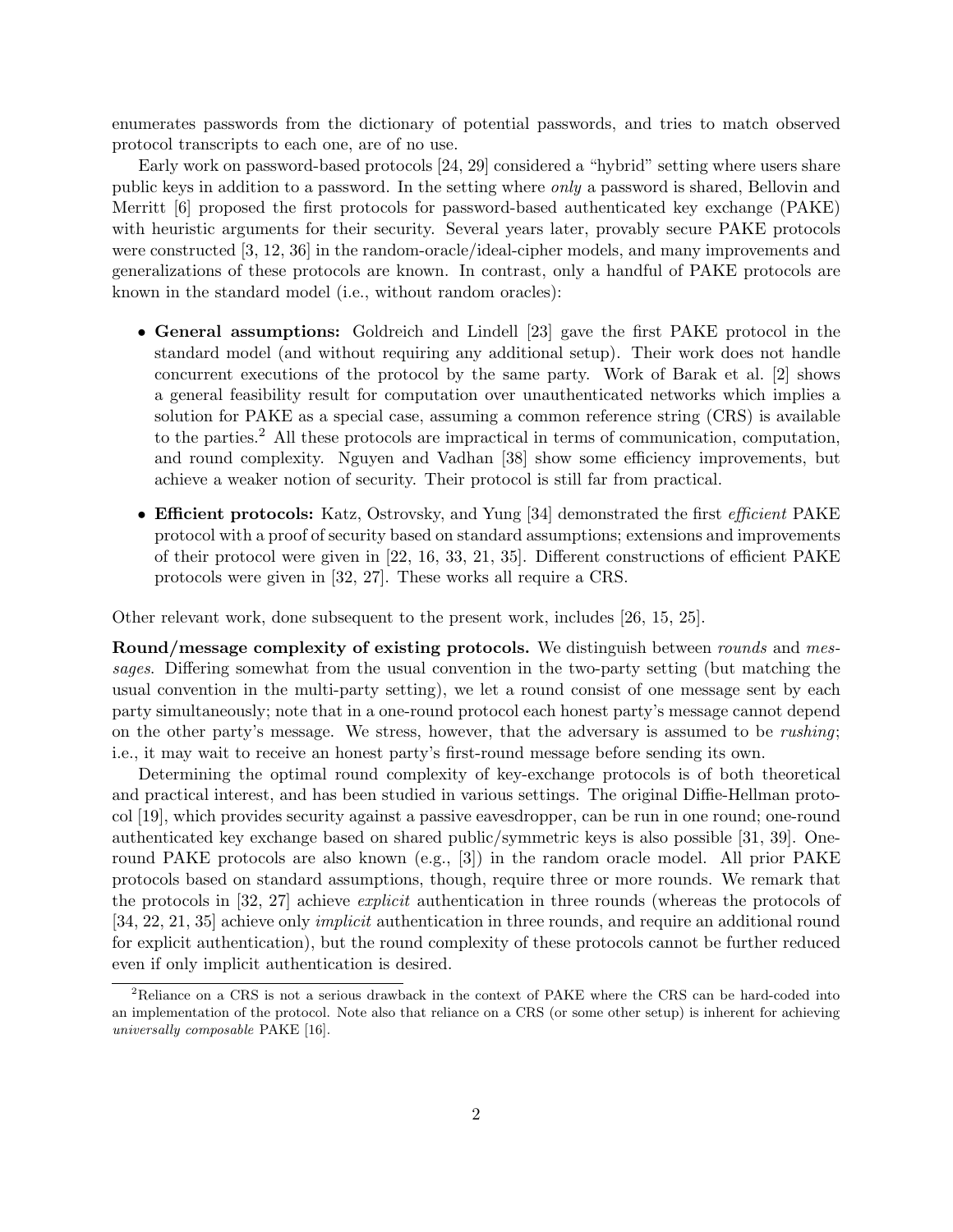enumerates passwords from the dictionary of potential passwords, and tries to match observed protocol transcripts to each one, are of no use.

Early work on password-based protocols [24, 29] considered a "hybrid" setting where users share public keys in addition to a password. In the setting where *only* a password is shared, Bellovin and Merritt [6] proposed the first protocols for password-based authenticated key exchange (PAKE) with heuristic arguments for their security. Several years later, provably secure PAKE protocols were constructed [3, 12, 36] in the random-oracle/ideal-cipher models, and many improvements and generalizations of these protocols are known. In contrast, only a handful of PAKE protocols are known in the standard model (i.e., without random oracles):

- **General assumptions:** Goldreich and Lindell [23] gave the first PAKE protocol in the standard model (and without requiring any additional setup). Their work does not handle concurrent executions of the protocol by the same party. Work of Barak et al. [2] shows a general feasibility result for computation over unauthenticated networks which implies a solution for PAKE as a special case, assuming a common reference string (CRS) is available to the parties.[2] All these protocols are impractical in terms of communication, computation, and round complexity. Nguyen and Vadhan [38] show some efficiency improvements, but achieve a weaker notion of security. Their protocol is still far from practical.
- **Efficient protocols:** Katz, Ostrovsky, and Yung [34] demonstrated the first *efficient* PAKE protocol with a proof of security based on standard assumptions; extensions and improvements of their protocol were given in [22, 16, 33, 21, 35]. Different constructions of efficient PAKE protocols were given in [32, 27]. These works all require a CRS.

Other relevant work, done subsequent to the present work, includes [26, 15, 25].

**Round/message complexity of existing protocols.** We distinguish between *rounds* and *messages*. Differing somewhat from the usual convention in the two-party setting (but matching the usual convention in the multi-party setting), we let a round consist of one message sent by each party simultaneously; note that in a one-round protocol each honest party's message cannot depend on the other party's message. We stress, however, that the adversary is assumed to be *rushing*; i.e., it may wait to receive an honest party's first-round message before sending its own.

Determining the optimal round complexity of key-exchange protocols is of both theoretical and practical interest, and has been studied in various settings. The original Diffie-Hellman protocol [19], which provides security against a passive eavesdropper, can be run in one round; one-round authenticated key exchange based on shared public/symmetric keys is also possible [31, 39]. One-round PAKE protocols are also known (e.g., [3]) in the random oracle model. All prior PAKE protocols based on standard assumptions, though, require three or more rounds. We remark that the protocols in [32, 27] achieve *explicit* authentication in three rounds (whereas the protocols of [34, 22, 21, 35] achieve only *implicit* authentication in three rounds, and require an additional round for explicit authentication), but the round complexity of these protocols cannot be further reduced even if only implicit authentication is desired.

[2]Reliance on a CRS is not a serious drawback in the context of PAKE where the CRS can be hard-coded into an implementation of the protocol. Note also that reliance on a CRS (or some other setup) is inherent for achieving *universally composable* PAKE [16].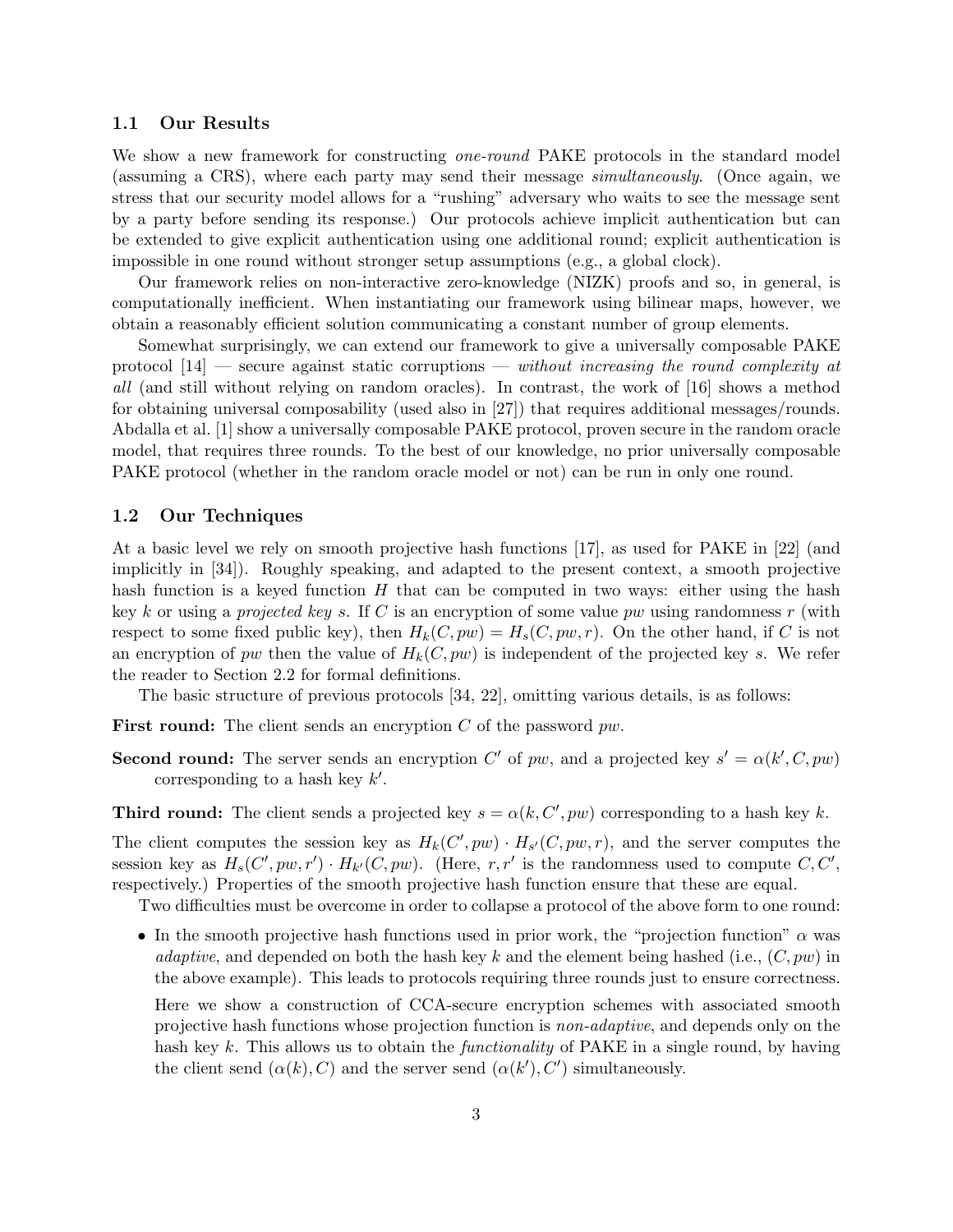### 1.1 Our Results

We show a new framework for constructing *one-round* PAKE protocols in the standard model (assuming a CRS), where each party may send their message *simultaneously*. (Once again, we stress that our security model allows for a "rushing" adversary who waits to see the message sent by a party before sending its response.) Our protocols achieve implicit authentication but can be extended to give explicit authentication using one additional round; explicit authentication is impossible in one round without stronger setup assumptions (e.g., a global clock).

Our framework relies on non-interactive zero-knowledge (NIZK) proofs and so, in general, is computationally inefficient. When instantiating our framework using bilinear maps, however, we obtain a reasonably efficient solution communicating a constant number of group elements.

Somewhat surprisingly, we can extend our framework to give a universally composable PAKE protocol [14] — secure against static corruptions — *without increasing the round complexity at all* (and still without relying on random oracles). In contrast, the work of [16] shows a method for obtaining universal composability (used also in [27]) that requires additional messages/rounds. Abdalla et al. [1] show a universally composable PAKE protocol, proven secure in the random oracle model, that requires three rounds. To the best of our knowledge, no prior universally composable PAKE protocol (whether in the random oracle model or not) can be run in only one round.

### 1.2 Our Techniques

At a basic level we rely on smooth projective hash functions [17], as used for PAKE in [22] (and implicitly in [34]). Roughly speaking, and adapted to the present context, a smooth projective hash function is a keyed function $H$ that can be computed in two ways: either using the hash key $k$ or using a *projected key* $s$. If $C$ is an encryption of some value $pw$ using randomness $r$ (with respect to some fixed public key), then $H_k(C, pw) = H_s(C, pw, r)$. On the other hand, if $C$ is not an encryption of $pw$ then the value of $H_k(C, pw)$ is independent of the projected key $s$. We refer the reader to Section 2.2 for formal definitions.

The basic structure of previous protocols [34, 22], omitting various details, is as follows:

**First round:** The client sends an encryption $C$ of the password $pw$.

**Second round:** The server sends an encryption $C'$ of $pw$, and a projected key $s' = \alpha(k', C, pw)$ corresponding to a hash key $k'$.

**Third round:** The client sends a projected key $s = \alpha(k, C', pw)$ corresponding to a hash key $k$.

The client computes the session key as $H_k(C', pw) \cdot H_{s'}(C, pw, r)$, and the server computes the session key as $H_s(C', pw, r') \cdot H_{k'}(C, pw)$. (Here, $r, r'$ is the randomness used to compute $C, C'$, respectively.) Properties of the smooth projective hash function ensure that these are equal.

Two difficulties must be overcome in order to collapse a protocol of the above form to one round:

- In the smooth projective hash functions used in prior work, the "projection function" $\alpha$ was *adaptive*, and depended on both the hash key $k$ and the element being hashed (i.e., $(C, pw)$ in the above example). This leads to protocols requiring three rounds just to ensure correctness.

  Here we show a construction of CCA-secure encryption schemes with associated smooth projective hash functions whose projection function is *non-adaptive*, and depends only on the hash key $k$. This allows us to obtain the *functionality* of PAKE in a single round, by having the client send $(\alpha(k), C)$ and the server send $(\alpha(k'), C')$ simultaneously.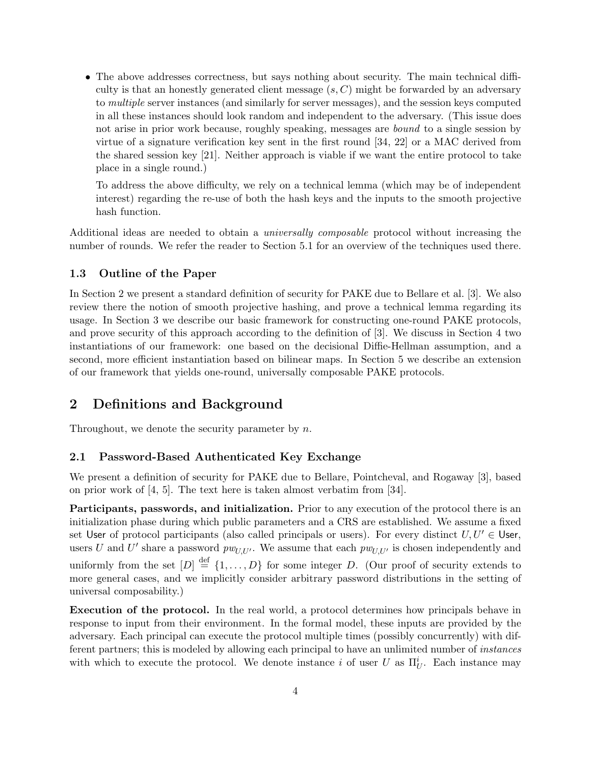- The above addresses correctness, but says nothing about security. The main technical difficulty is that an honestly generated client message $(s, C)$ might be forwarded by an adversary to *multiple* server instances (and similarly for server messages), and the session keys computed in all these instances should look random and independent to the adversary. (This issue does not arise in prior work because, roughly speaking, messages are *bound* to a single session by virtue of a signature verification key sent in the first round [34, 22] or a MAC derived from the shared session key [21]. Neither approach is viable if we want the entire protocol to take place in a single round.)

  To address the above difficulty, we rely on a technical lemma (which may be of independent interest) regarding the re-use of both the hash keys and the inputs to the smooth projective hash function.

Additional ideas are needed to obtain a *universally composable* protocol without increasing the number of rounds. We refer the reader to Section 5.1 for an overview of the techniques used there.

### 1.3 Outline of the Paper

In Section 2 we present a standard definition of security for PAKE due to Bellare et al. [3]. We also review there the notion of smooth projective hashing, and prove a technical lemma regarding its usage. In Section 3 we describe our basic framework for constructing one-round PAKE protocols, and prove security of this approach according to the definition of [3]. We discuss in Section 4 two instantiations of our framework: one based on the decisional Diffie-Hellman assumption, and a second, more efficient instantiation based on bilinear maps. In Section 5 we describe an extension of our framework that yields one-round, universally composable PAKE protocols.

## 2 Definitions and Background

Throughout, we denote the security parameter by $n$.

### 2.1 Password-Based Authenticated Key Exchange

We present a definition of security for PAKE due to Bellare, Pointcheval, and Rogaway [3], based on prior work of [4, 5]. The text here is taken almost verbatim from [34].

**Participants, passwords, and initialization.** Prior to any execution of the protocol there is an initialization phase during which public parameters and a CRS are established. We assume a fixed set $\mathsf{User}$ of protocol participants (also called principals or users). For every distinct $U, U' \in \mathsf{User}$, users $U$ and $U'$ share a password $pw_{U,U'}$. We assume that each $pw_{U,U'}$ is chosen independently and uniformly from the set $[D] \stackrel{\text{def}}{=} \{1, \ldots, D\}$ for some integer $D$. (Our proof of security extends to more general cases, and we implicitly consider arbitrary password distributions in the setting of universal composability.)

**Execution of the protocol.** In the real world, a protocol determines how principals behave in response to input from their environment. In the formal model, these inputs are provided by the adversary. Each principal can execute the protocol multiple times (possibly concurrently) with different partners; this is modeled by allowing each principal to have an unlimited number of *instances* with which to execute the protocol. We denote instance $i$ of user $U$ as $\Pi_U^i$. Each instance may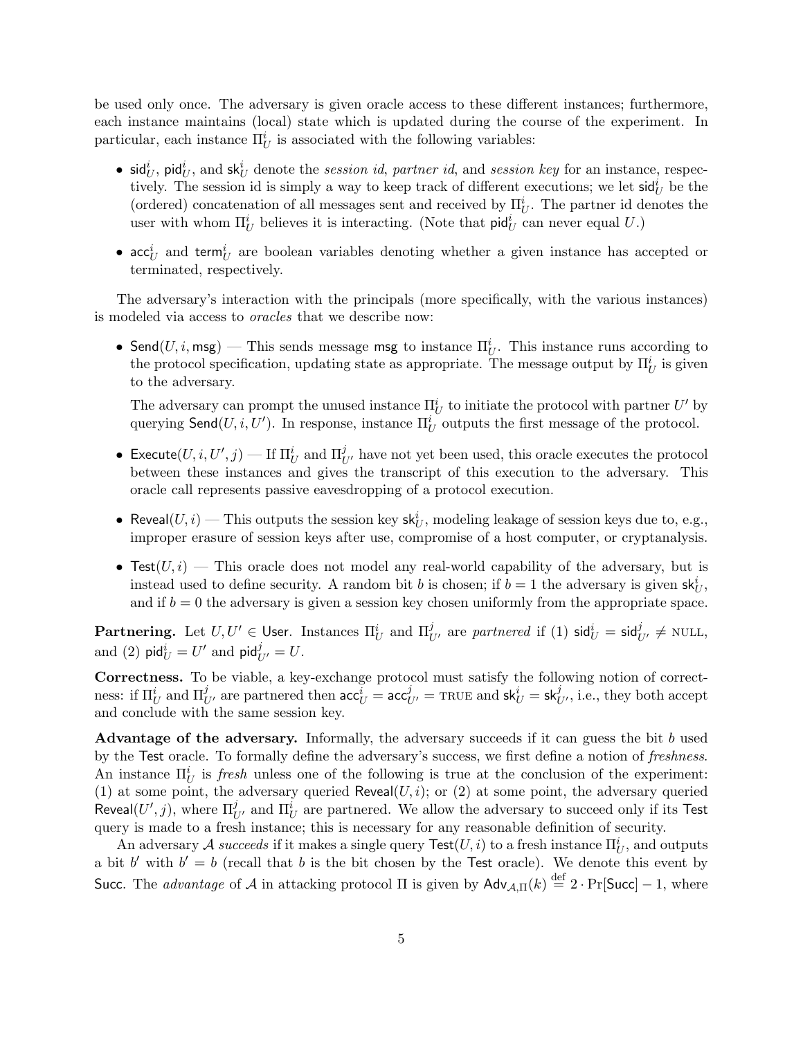be used only once. The adversary is given oracle access to these different instances; furthermore, each instance maintains (local) state which is updated during the course of the experiment. In particular, each instance $\Pi_U^i$ is associated with the following variables:

- $\mathsf{sid}_U^i$, $\mathsf{pid}_U^i$, and $\mathsf{sk}_U^i$ denote the *session id*, *partner id*, and *session key* for an instance, respectively. The session id is simply a way to keep track of different executions; we let $\mathsf{sid}_U^i$ be the (ordered) concatenation of all messages sent and received by $\Pi_U^i$. The partner id denotes the user with whom $\Pi_U^i$ believes it is interacting. (Note that $\mathsf{pid}_U^i$ can never equal $U$.)
- $\mathsf{acc}_U^i$ and $\mathsf{term}_U^i$ are boolean variables denoting whether a given instance has accepted or terminated, respectively.

The adversary's interaction with the principals (more specifically, with the various instances) is modeled via access to *oracles* that we describe now:

- $\mathsf{Send}(U, i, \mathsf{msg})$ — This sends message $\mathsf{msg}$ to instance $\Pi_U^i$. This instance runs according to the protocol specification, updating state as appropriate. The message output by $\Pi_U^i$ is given to the adversary.

  The adversary can prompt the unused instance $\Pi_U^i$ to initiate the protocol with partner $U'$ by querying $\mathsf{Send}(U, i, U')$. In response, instance $\Pi_U^i$ outputs the first message of the protocol.
- $\mathsf{Execute}(U, i, U', j)$ — If $\Pi_U^i$ and $\Pi_{U'}^j$ have not yet been used, this oracle executes the protocol between these instances and gives the transcript of this execution to the adversary. This oracle call represents passive eavesdropping of a protocol execution.
- $\mathsf{Reveal}(U, i)$ — This outputs the session key $\mathsf{sk}_U^i$, modeling leakage of session keys due to, e.g., improper erasure of session keys after use, compromise of a host computer, or cryptanalysis.
- $\mathsf{Test}(U, i)$ — This oracle does not model any real-world capability of the adversary, but is instead used to define security. A random bit $b$ is chosen; if $b = 1$ the adversary is given $\mathsf{sk}_U^i$, and if $b = 0$ the adversary is given a session key chosen uniformly from the appropriate space.

**Partnering.** Let $U, U' \in \mathsf{User}$. Instances $\Pi_U^i$ and $\Pi_{U'}^j$ are *partnered* if (1) $\mathsf{sid}_U^i = \mathsf{sid}_{U'}^j \neq \text{NULL}$, and (2) $\mathsf{pid}_U^i = U'$ and $\mathsf{pid}_{U'}^j = U$.

**Correctness.** To be viable, a key-exchange protocol must satisfy the following notion of correctness: if $\Pi_U^i$ and $\Pi_{U'}^j$ are partnered then $\mathsf{acc}_U^i = \mathsf{acc}_{U'}^j = \text{TRUE}$ and $\mathsf{sk}_U^i = \mathsf{sk}_{U'}^j$, i.e., they both accept and conclude with the same session key.

**Advantage of the adversary.** Informally, the adversary succeeds if it can guess the bit $b$ used by the $\mathsf{Test}$ oracle. To formally define the adversary's success, we first define a notion of *freshness*. An instance $\Pi_U^i$ is *fresh* unless one of the following is true at the conclusion of the experiment: (1) at some point, the adversary queried $\mathsf{Reveal}(U, i)$; or (2) at some point, the adversary queried $\mathsf{Reveal}(U', j)$, where $\Pi_{U'}^j$ and $\Pi_U^i$ are partnered. We allow the adversary to succeed only if its $\mathsf{Test}$ query is made to a fresh instance; this is necessary for any reasonable definition of security.

An adversary $\mathcal{A}$ *succeeds* if it makes a single query $\mathsf{Test}(U, i)$ to a fresh instance $\Pi_U^i$, and outputs a bit $b'$ with $b' = b$ (recall that $b$ is the bit chosen by the $\mathsf{Test}$ oracle). We denote this event by $\mathsf{Succ}$. The *advantage* of $\mathcal{A}$ in attacking protocol $\Pi$ is given by $\mathsf{Adv}_{\mathcal{A},\Pi}(k) \stackrel{\text{def}}{=} 2 \cdot \Pr[\mathsf{Succ}] - 1$, where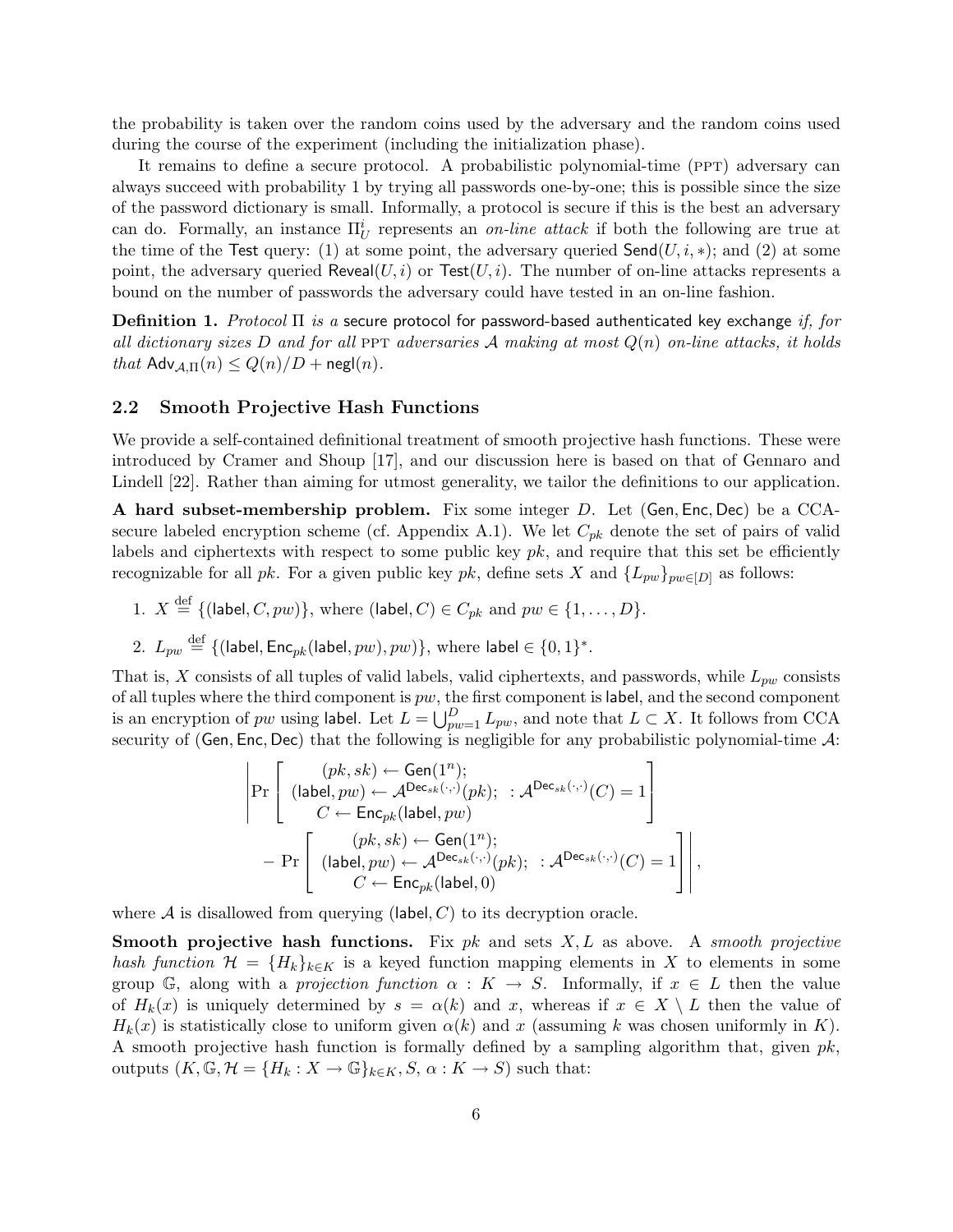the probability is taken over the random coins used by the adversary and the random coins used during the course of the experiment (including the initialization phase).

It remains to define a secure protocol. A probabilistic polynomial-time (PPT) adversary can always succeed with probability 1 by trying all passwords one-by-one; this is possible since the size of the password dictionary is small. Informally, a protocol is secure if this is the best an adversary can do. Formally, an instance $\Pi_U^i$ represents an *on-line attack* if both the following are true at the time of the $\mathsf{Test}$ query: (1) at some point, the adversary queried $\mathsf{Send}(U, i, *)$; and (2) at some point, the adversary queried $\mathsf{Reveal}(U, i)$ or $\mathsf{Test}(U, i)$. The number of on-line attacks represents a bound on the number of passwords the adversary could have tested in an on-line fashion.

**Definition 1.** *Protocol* $\Pi$ *is a* secure protocol for password-based authenticated key exchange *if, for all dictionary sizes* $D$ *and for all* PPT *adversaries* $\mathcal{A}$ *making at most* $Q(n)$ *on-line attacks, it holds that* $\mathsf{Adv}_{\mathcal{A},\Pi}(n) \leq Q(n)/D + \mathsf{negl}(n)$.

### 2.2 Smooth Projective Hash Functions

We provide a self-contained definitional treatment of smooth projective hash functions. These were introduced by Cramer and Shoup [17], and our discussion here is based on that of Gennaro and Lindell [22]. Rather than aiming for utmost generality, we tailor the definitions to our application.

**A hard subset-membership problem.** Fix some integer $D$. Let $(\mathsf{Gen}, \mathsf{Enc}, \mathsf{Dec})$ be a CCA-secure labeled encryption scheme (cf. Appendix A.1). We let $C_{pk}$ denote the set of pairs of valid labels and ciphertexts with respect to some public key $pk$, and require that this set be efficiently recognizable for all $pk$. For a given public key $pk$, define sets $X$ and $\{L_{pw}\}_{pw \in [D]}$ as follows:

1. $X \stackrel{\text{def}}{=} \{(\mathsf{label}, C, pw)\}$, where $(\mathsf{label}, C) \in C_{pk}$ and $pw \in \{1, \ldots, D\}$.
2. $L_{pw} \stackrel{\text{def}}{=} \{(\mathsf{label}, \mathsf{Enc}_{pk}(\mathsf{label}, pw), pw)\}$, where $\mathsf{label} \in \{0,1\}^*$.

That is, $X$ consists of all tuples of valid labels, valid ciphertexts, and passwords, while $L_{pw}$ consists of all tuples where the third component is $pw$, the first component is $\mathsf{label}$, and the second component is an encryption of $pw$ using $\mathsf{label}$. Let $L = \bigcup_{pw=1}^{D} L_{pw}$, and note that $L \subset X$. It follows from CCA security of $(\mathsf{Gen}, \mathsf{Enc}, \mathsf{Dec})$ that the following is negligible for any probabilistic polynomial-time $\mathcal{A}$:

$$
\left| \Pr\left[ \begin{array}{c} (pk, sk) \leftarrow \mathsf{Gen}(1^n); \\ (\mathsf{label}, pw) \leftarrow \mathcal{A}^{\mathsf{Dec}_{sk}(\cdot,\cdot)}(pk); \\ C \leftarrow \mathsf{Enc}_{pk}(\mathsf{label}, pw) \end{array} : \mathcal{A}^{\mathsf{Dec}_{sk}(\cdot,\cdot)}(C) = 1 \right] - \Pr\left[ \begin{array}{c} (pk, sk) \leftarrow \mathsf{Gen}(1^n); \\ (\mathsf{label}, pw) \leftarrow \mathcal{A}^{\mathsf{Dec}_{sk}(\cdot,\cdot)}(pk); \\ C \leftarrow \mathsf{Enc}_{pk}(\mathsf{label}, 0) \end{array} : \mathcal{A}^{\mathsf{Dec}_{sk}(\cdot,\cdot)}(C) = 1 \right] \right|,
$$

where $\mathcal{A}$ is disallowed from querying $(\mathsf{label}, C)$ to its decryption oracle.

**Smooth projective hash functions.** Fix $pk$ and sets $X, L$ as above. A *smooth projective hash function* $\mathcal{H} = \{H_k\}_{k \in K}$ is a keyed function mapping elements in $X$ to elements in some group $\mathbb{G}$, along with a *projection function* $\alpha : K \to S$. Informally, if $x \in L$ then the value of $H_k(x)$ is uniquely determined by $s = \alpha(k)$ and $x$, whereas if $x \in X \setminus L$ then the value of $H_k(x)$ is statistically close to uniform given $\alpha(k)$ and $x$ (assuming $k$ was chosen uniformly in $K$). A smooth projective hash function is formally defined by a sampling algorithm that, given $pk$, outputs $(K, \mathbb{G}, \mathcal{H} = \{H_k : X \to \mathbb{G}\}_{k \in K}, S, \alpha : K \to S)$ such that: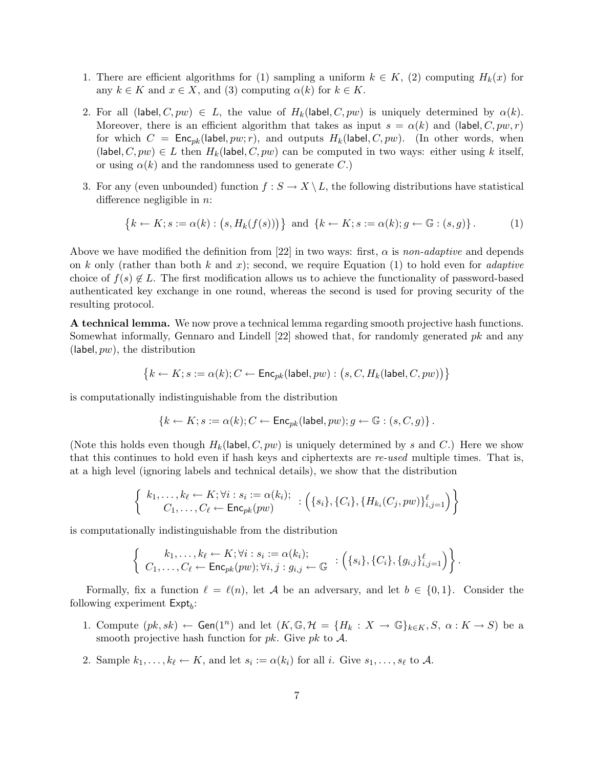1. There are efficient algorithms for (1) sampling a uniform $k \in K$, (2) computing $H_k(x)$ for any $k \in K$ and $x \in X$, and (3) computing $\alpha(k)$ for $k \in K$.

2. For all $(\mathsf{label}, C, pw) \in L$, the value of $H_k(\mathsf{label}, C, pw)$ is uniquely determined by $\alpha(k)$. Moreover, there is an efficient algorithm that takes as input $s = \alpha(k)$ and $(\mathsf{label}, C, pw, r)$ for which $C = \mathsf{Enc}_{pk}(\mathsf{label}, pw; r)$, and outputs $H_k(\mathsf{label}, C, pw)$. (In other words, when $(\mathsf{label}, C, pw) \in L$ then $H_k(\mathsf{label}, C, pw)$ can be computed in two ways: either using $k$ itself, or using $\alpha(k)$ and the randomness used to generate $C$.)

3. For any (even unbounded) function $f : S \to X \setminus L$, the following distributions have statistical difference negligible in $n$:

$$\left\{k \leftarrow K; s := \alpha(k) : \big(s, H_k(f(s))\big)\right\} \text{ and } \left\{k \leftarrow K; s := \alpha(k); g \leftarrow \mathbb{G} : (s, g)\right\}. \tag{1}$$

Above we have modified the definition from [22] in two ways: first, $\alpha$ is *non-adaptive* and depends on $k$ only (rather than both $k$ and $x$); second, we require Equation (1) to hold even for *adaptive* choice of $f(s) \notin L$. The first modification allows us to achieve the functionality of password-based authenticated key exchange in one round, whereas the second is used for proving security of the resulting protocol.

**A technical lemma.** We now prove a technical lemma regarding smooth projective hash functions. Somewhat informally, Gennaro and Lindell [22] showed that, for randomly generated $pk$ and any $(\mathsf{label}, pw)$, the distribution

$$\left\{k \leftarrow K; s := \alpha(k); C \leftarrow \mathsf{Enc}_{pk}(\mathsf{label}, pw) : \big(s, C, H_k(\mathsf{label}, C, pw)\big)\right\}$$

is computationally indistinguishable from the distribution

$$\left\{k \leftarrow K; s := \alpha(k); C \leftarrow \mathsf{Enc}_{pk}(\mathsf{label}, pw); g \leftarrow \mathbb{G} : (s, C, g)\right\}.$$

(Note this holds even though $H_k(\mathsf{label}, C, pw)$ is uniquely determined by $s$ and $C$.) Here we show that this continues to hold even if hash keys and ciphertexts are *re-used* multiple times. That is, at a high level (ignoring labels and technical details), we show that the distribution

$$\left\{ \begin{array}{c} k_1, \ldots, k_\ell \leftarrow K; \forall i : s_i := \alpha(k_i); \\ C_1, \ldots, C_\ell \leftarrow \mathsf{Enc}_{pk}(pw) \end{array} : \Big(\{s_i\}, \{C_i\}, \{H_{k_i}(C_j, pw)\}_{i,j=1}^{\ell}\Big) \right\}$$

is computationally indistinguishable from the distribution

$$\left\{ \begin{array}{c} k_1, \ldots, k_\ell \leftarrow K; \forall i : s_i := \alpha(k_i); \\ C_1, \ldots, C_\ell \leftarrow \mathsf{Enc}_{pk}(pw); \forall i,j : g_{i,j} \leftarrow \mathbb{G} \end{array} : \Big(\{s_i\}, \{C_i\}, \{g_{i,j}\}_{i,j=1}^{\ell}\Big) \right\}.$$

Formally, fix a function $\ell = \ell(n)$, let $\mathcal{A}$ be an adversary, and let $b \in \{0, 1\}$. Consider the following experiment $\mathsf{Expt}_b$:

1. Compute $(pk, sk) \leftarrow \mathsf{Gen}(1^n)$ and let $(K, \mathbb{G}, \mathcal{H} = \{H_k : X \to \mathbb{G}\}_{k \in K}, S, \alpha : K \to S)$ be a smooth projective hash function for $pk$. Give $pk$ to $\mathcal{A}$.

2. Sample $k_1, \ldots, k_\ell \leftarrow K$, and let $s_i := \alpha(k_i)$ for all $i$. Give $s_1, \ldots, s_\ell$ to $\mathcal{A}$.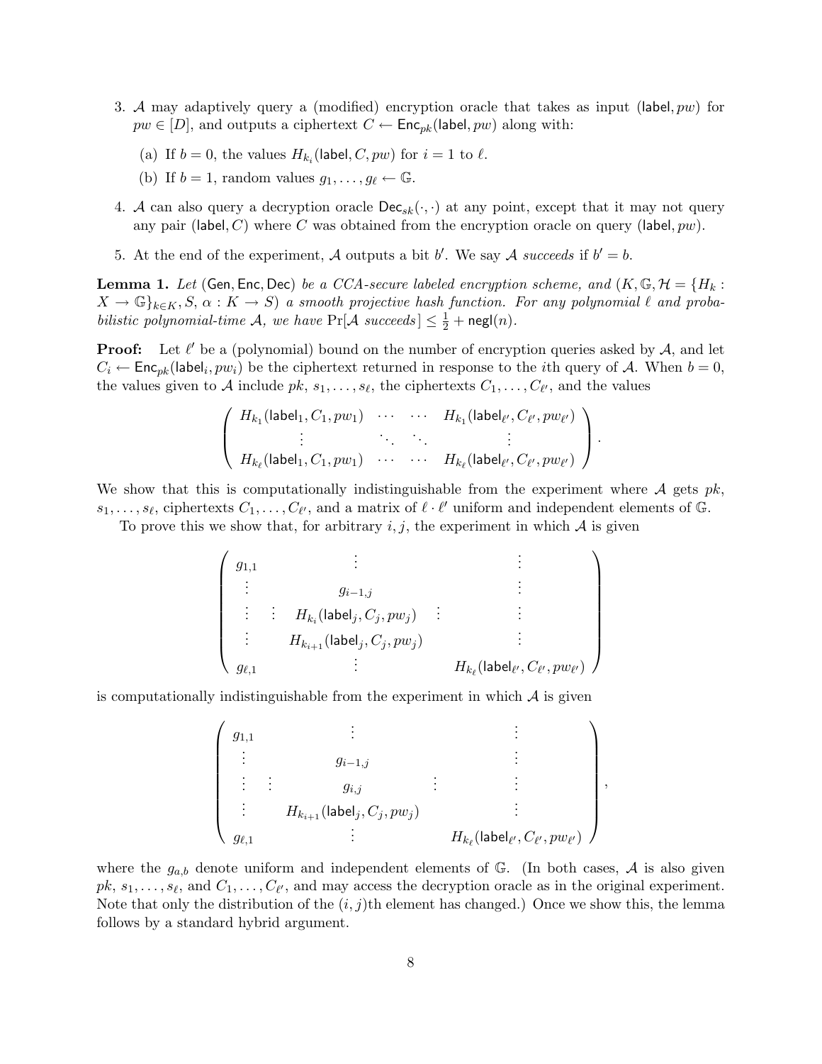3. $\mathcal{A}$ may adaptively query a (modified) encryption oracle that takes as input $(\mathsf{label}, pw)$ for $pw \in [D]$, and outputs a ciphertext $C \leftarrow \mathsf{Enc}_{pk}(\mathsf{label}, pw)$ along with:

   (a) If $b = 0$, the values $H_{k_i}(\mathsf{label}, C, pw)$ for $i = 1$ to $\ell$.

   (b) If $b = 1$, random values $g_1, \ldots, g_\ell \leftarrow \mathbb{G}$.

4. $\mathcal{A}$ can also query a decryption oracle $\mathsf{Dec}_{sk}(\cdot, \cdot)$ at any point, except that it may not query any pair $(\mathsf{label}, C)$ where $C$ was obtained from the encryption oracle on query $(\mathsf{label}, pw)$.

5. At the end of the experiment, $\mathcal{A}$ outputs a bit $b'$. We say $\mathcal{A}$ *succeeds* if $b' = b$.

**Lemma 1.** *Let* $(\mathsf{Gen}, \mathsf{Enc}, \mathsf{Dec})$ *be a CCA-secure labeled encryption scheme, and* $(K, \mathbb{G}, \mathcal{H} = \{H_k : X \to \mathbb{G}\}_{k \in K}, S, \alpha : K \to S)$ *a smooth projective hash function. For any polynomial* $\ell$ *and probabilistic polynomial-time* $\mathcal{A}$*, we have* $\Pr[\mathcal{A} \text{ succeeds}] \leq \frac{1}{2} + \mathsf{negl}(n)$.

**Proof:** Let $\ell'$ be a (polynomial) bound on the number of encryption queries asked by $\mathcal{A}$, and let $C_i \leftarrow \mathsf{Enc}_{pk}(\mathsf{label}_i, pw_i)$ be the ciphertext returned in response to the $i$th query of $\mathcal{A}$. When $b = 0$, the values given to $\mathcal{A}$ include $pk$, $s_1, \ldots, s_\ell$, the ciphertexts $C_1, \ldots, C_{\ell'}$, and the values

$$\begin{pmatrix} H_{k_1}(\mathsf{label}_1, C_1, pw_1) & \cdots & \cdots & H_{k_1}(\mathsf{label}_{\ell'}, C_{\ell'}, pw_{\ell'}) \\ \vdots & \ddots & \ddots & \vdots \\ H_{k_\ell}(\mathsf{label}_1, C_1, pw_1) & \cdots & \cdots & H_{k_\ell}(\mathsf{label}_{\ell'}, C_{\ell'}, pw_{\ell'}) \end{pmatrix}.$$

We show that this is computationally indistinguishable from the experiment where $\mathcal{A}$ gets $pk$, $s_1, \ldots, s_\ell$, ciphertexts $C_1, \ldots, C_{\ell'}$, and a matrix of $\ell \cdot \ell'$ uniform and independent elements of $\mathbb{G}$.

To prove this we show that, for arbitrary $i, j$, the experiment in which $\mathcal{A}$ is given

$$\begin{pmatrix} g_{1,1} & & \vdots & & \vdots \\ \vdots & & g_{i-1,j} & & \vdots \\ \vdots & \vdots & H_{k_i}(\mathsf{label}_j, C_j, pw_j) & \vdots & \vdots \\ \vdots & & H_{k_{i+1}}(\mathsf{label}_j, C_j, pw_j) & & \vdots \\ g_{\ell,1} & & \vdots & & H_{k_\ell}(\mathsf{label}_{\ell'}, C_{\ell'}, pw_{\ell'}) \end{pmatrix}$$

is computationally indistinguishable from the experiment in which $\mathcal{A}$ is given

$$\begin{pmatrix} g_{1,1} & & \vdots & & \vdots \\ \vdots & & g_{i-1,j} & & \vdots \\ \vdots & \vdots & g_{i,j} & \vdots & \vdots \\ \vdots & & H_{k_{i+1}}(\mathsf{label}_j, C_j, pw_j) & & \vdots \\ g_{\ell,1} & & \vdots & & H_{k_\ell}(\mathsf{label}_{\ell'}, C_{\ell'}, pw_{\ell'}) \end{pmatrix},$$

where the $g_{a,b}$ denote uniform and independent elements of $\mathbb{G}$. (In both cases, $\mathcal{A}$ is also given $pk$, $s_1, \ldots, s_\ell$, and $C_1, \ldots, C_{\ell'}$, and may access the decryption oracle as in the original experiment. Note that only the distribution of the $(i, j)$th element has changed.) Once we show this, the lemma follows by a standard hybrid argument.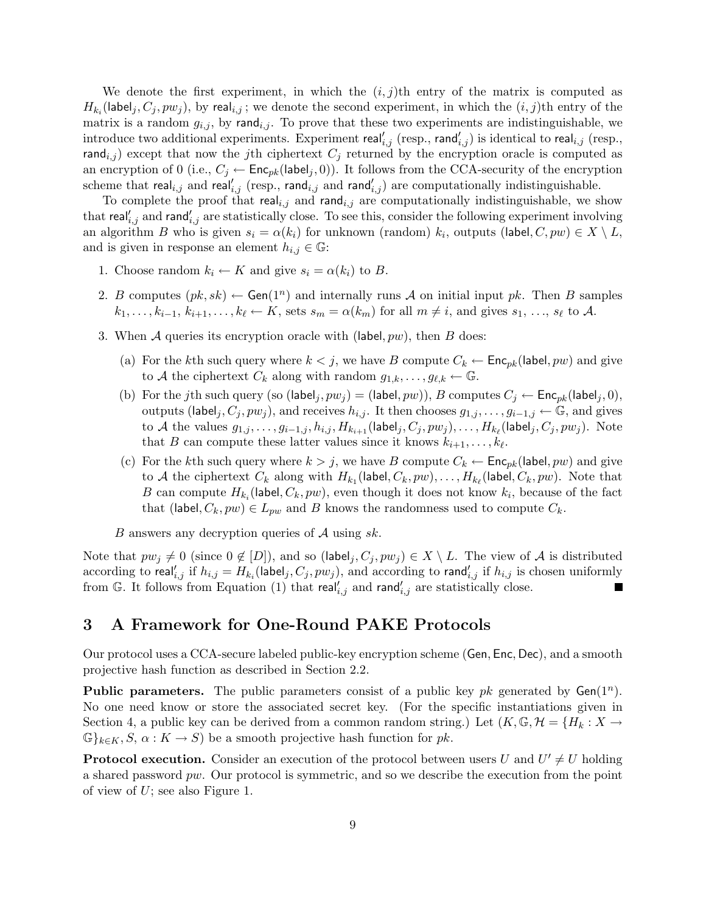We denote the first experiment, in which the $(i,j)$th entry of the matrix is computed as $H_{k_i}(\mathsf{label}_j, C_j, pw_j)$, by $\mathsf{real}_{i,j}$; we denote the second experiment, in which the $(i,j)$th entry of the matrix is a random $g_{i,j}$, by $\mathsf{rand}_{i,j}$. To prove that these two experiments are indistinguishable, we introduce two additional experiments. Experiment $\mathsf{real}'_{i,j}$ (resp., $\mathsf{rand}'_{i,j}$) is identical to $\mathsf{real}_{i,j}$ (resp., $\mathsf{rand}_{i,j}$) except that now the $j$th ciphertext $C_j$ returned by the encryption oracle is computed as an encryption of 0 (i.e., $C_j \leftarrow \mathsf{Enc}_{pk}(\mathsf{label}_j, 0)$). It follows from the CCA-security of the encryption scheme that $\mathsf{real}_{i,j}$ and $\mathsf{real}'_{i,j}$ (resp., $\mathsf{rand}_{i,j}$ and $\mathsf{rand}'_{i,j}$) are computationally indistinguishable.

To complete the proof that $\mathsf{real}_{i,j}$ and $\mathsf{rand}_{i,j}$ are computationally indistinguishable, we show that $\mathsf{real}'_{i,j}$ and $\mathsf{rand}'_{i,j}$ are statistically close. To see this, consider the following experiment involving an algorithm $B$ who is given $s_i = \alpha(k_i)$ for unknown (random) $k_i$, outputs $(\mathsf{label}, C, pw) \in X \setminus L$, and is given in response an element $h_{i,j} \in \mathbb{G}$:

1. Choose random $k_i \leftarrow K$ and give $s_i = \alpha(k_i)$ to $B$.
2. $B$ computes $(pk, sk) \leftarrow \mathsf{Gen}(1^n)$ and internally runs $\mathcal{A}$ on initial input $pk$. Then $B$ samples $k_1, \ldots, k_{i-1}, k_{i+1}, \ldots, k_\ell \leftarrow K$, sets $s_m = \alpha(k_m)$ for all $m \neq i$, and gives $s_1, \ldots, s_\ell$ to $\mathcal{A}$.
3. When $\mathcal{A}$ queries its encryption oracle with $(\mathsf{label}, pw)$, then $B$ does:
   (a) For the $k$th such query where $k < j$, we have $B$ compute $C_k \leftarrow \mathsf{Enc}_{pk}(\mathsf{label}, pw)$ and give to $\mathcal{A}$ the ciphertext $C_k$ along with random $g_{1,k}, \ldots, g_{\ell,k} \leftarrow \mathbb{G}$.
   (b) For the $j$th such query (so $(\mathsf{label}_j, pw_j) = (\mathsf{label}, pw)$), $B$ computes $C_j \leftarrow \mathsf{Enc}_{pk}(\mathsf{label}_j, 0)$, outputs $(\mathsf{label}_j, C_j, pw_j)$, and receives $h_{i,j}$. It then chooses $g_{1,j}, \ldots, g_{i-1,j} \leftarrow \mathbb{G}$, and gives to $\mathcal{A}$ the values $g_{1,j}, \ldots, g_{i-1,j}, h_{i,j}, H_{k_{i+1}}(\mathsf{label}_j, C_j, pw_j), \ldots, H_{k_\ell}(\mathsf{label}_j, C_j, pw_j)$. Note that $B$ can compute these latter values since it knows $k_{i+1}, \ldots, k_\ell$.
   (c) For the $k$th such query where $k > j$, we have $B$ compute $C_k \leftarrow \mathsf{Enc}_{pk}(\mathsf{label}, pw)$ and give to $\mathcal{A}$ the ciphertext $C_k$ along with $H_{k_1}(\mathsf{label}, C_k, pw), \ldots, H_{k_\ell}(\mathsf{label}, C_k, pw)$. Note that $B$ can compute $H_{k_i}(\mathsf{label}, C_k, pw)$, even though it does not know $k_i$, because of the fact that $(\mathsf{label}, C_k, pw) \in L_{pw}$ and $B$ knows the randomness used to compute $C_k$.

$B$ answers any decryption queries of $\mathcal{A}$ using $sk$.

Note that $pw_j \neq 0$ (since $0 \notin [D]$), and so $(\mathsf{label}_j, C_j, pw_j) \in X \setminus L$. The view of $\mathcal{A}$ is distributed according to $\mathsf{real}'_{i,j}$ if $h_{i,j} = H_{k_i}(\mathsf{label}_j, C_j, pw_j)$, and according to $\mathsf{rand}'_{i,j}$ if $h_{i,j}$ is chosen uniformly from $\mathbb{G}$. It follows from Equation (1) that $\mathsf{real}'_{i,j}$ and $\mathsf{rand}'_{i,j}$ are statistically close. ■

## 3 A Framework for One-Round PAKE Protocols

Our protocol uses a CCA-secure labeled public-key encryption scheme $(\mathsf{Gen}, \mathsf{Enc}, \mathsf{Dec})$, and a smooth projective hash function as described in Section 2.2.

**Public parameters.** The public parameters consist of a public key $pk$ generated by $\mathsf{Gen}(1^n)$. No one need know or store the associated secret key. (For the specific instantiations given in Section 4, a public key can be derived from a common random string.) Let $(K, \mathbb{G}, \mathcal{H} = \{H_k : X \to \mathbb{G}\}_{k \in K}, S, \alpha : K \to S)$ be a smooth projective hash function for $pk$.

**Protocol execution.** Consider an execution of the protocol between users $U$ and $U' \neq U$ holding a shared password $pw$. Our protocol is symmetric, and so we describe the execution from the point of view of $U$; see also Figure 1.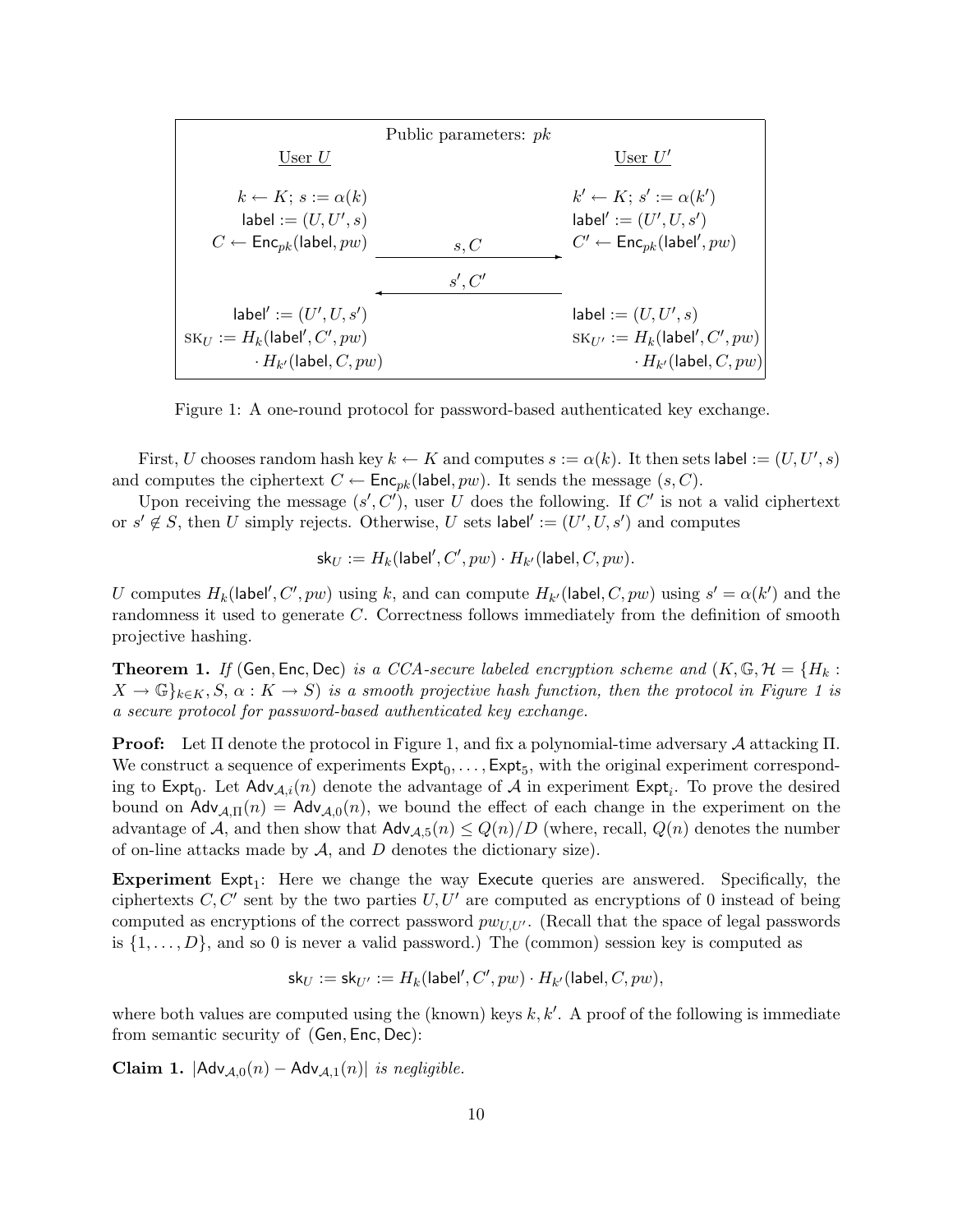| Public parameters: $pk$ | | |
| --- | --- | --- |
| User $U$ | | User $U'$ |
| $k \leftarrow K$; $s := \alpha(k)$ | | $k' \leftarrow K$; $s' := \alpha(k')$ |
| $\mathsf{label} := (U, U', s)$ | | $\mathsf{label}' := (U', U, s')$ |
| $C \leftarrow \mathsf{Enc}_{pk}(\mathsf{label}, pw)$ | $\xrightarrow{\quad s, C \quad}$ | $C' \leftarrow \mathsf{Enc}_{pk}(\mathsf{label}', pw)$ |
| | $\xleftarrow{\quad s', C' \quad}$ | |
| $\mathsf{label}' := (U', U, s')$ | | $\mathsf{label} := (U, U', s)$ |
| $\mathrm{SK}_U := H_k(\mathsf{label}', C', pw) \cdot H_{k'}(\mathsf{label}, C, pw)$ | | $\mathrm{SK}_{U'} := H_k(\mathsf{label}', C', pw) \cdot H_{k'}(\mathsf{label}, C, pw)$ |

Figure 1: A one-round protocol for password-based authenticated key exchange.

First, $U$ chooses random hash key $k \leftarrow K$ and computes $s := \alpha(k)$. It then sets $\mathsf{label} := (U, U', s)$ and computes the ciphertext $C \leftarrow \mathsf{Enc}_{pk}(\mathsf{label}, pw)$. It sends the message $(s, C)$.

Upon receiving the message $(s', C')$, user $U$ does the following. If $C'$ is not a valid ciphertext or $s' \notin S$, then $U$ simply rejects. Otherwise, $U$ sets $\mathsf{label}' := (U', U, s')$ and computes

$$\mathsf{sk}_U := H_k(\mathsf{label}', C', pw) \cdot H_{k'}(\mathsf{label}, C, pw).$$

$U$ computes $H_k(\mathsf{label}', C', pw)$ using $k$, and can compute $H_{k'}(\mathsf{label}, C, pw)$ using $s' = \alpha(k')$ and the randomness it used to generate $C$. Correctness follows immediately from the definition of smooth projective hashing.

**Theorem 1.** *If $(\mathsf{Gen}, \mathsf{Enc}, \mathsf{Dec})$ is a CCA-secure labeled encryption scheme and $(K, \mathbb{G}, \mathcal{H} = \{H_k : X \to \mathbb{G}\}_{k \in K}, S, \alpha : K \to S)$ is a smooth projective hash function, then the protocol in Figure 1 is a secure protocol for password-based authenticated key exchange.*

**Proof:** Let $\Pi$ denote the protocol in Figure 1, and fix a polynomial-time adversary $\mathcal{A}$ attacking $\Pi$. We construct a sequence of experiments $\mathsf{Expt}_0, \ldots, \mathsf{Expt}_5$, with the original experiment corresponding to $\mathsf{Expt}_0$. Let $\mathsf{Adv}_{\mathcal{A},i}(n)$ denote the advantage of $\mathcal{A}$ in experiment $\mathsf{Expt}_i$. To prove the desired bound on $\mathsf{Adv}_{\mathcal{A},\Pi}(n) = \mathsf{Adv}_{\mathcal{A},0}(n)$, we bound the effect of each change in the experiment on the advantage of $\mathcal{A}$, and then show that $\mathsf{Adv}_{\mathcal{A},5}(n) \leq Q(n)/D$ (where, recall, $Q(n)$ denotes the number of on-line attacks made by $\mathcal{A}$, and $D$ denotes the dictionary size).

**Experiment $\mathsf{Expt}_1$:** Here we change the way $\mathsf{Execute}$ queries are answered. Specifically, the ciphertexts $C, C'$ sent by the two parties $U, U'$ are computed as encryptions of 0 instead of being computed as encryptions of the correct password $pw_{U,U'}$. (Recall that the space of legal passwords is $\{1, \ldots, D\}$, and so 0 is never a valid password.) The (common) session key is computed as

$$\mathsf{sk}_U := \mathsf{sk}_{U'} := H_k(\mathsf{label}', C', pw) \cdot H_{k'}(\mathsf{label}, C, pw),$$

where both values are computed using the (known) keys $k, k'$. A proof of the following is immediate from semantic security of $(\mathsf{Gen}, \mathsf{Enc}, \mathsf{Dec})$:

**Claim 1.** *$|\mathsf{Adv}_{\mathcal{A},0}(n) - \mathsf{Adv}_{\mathcal{A},1}(n)|$ is negligible.*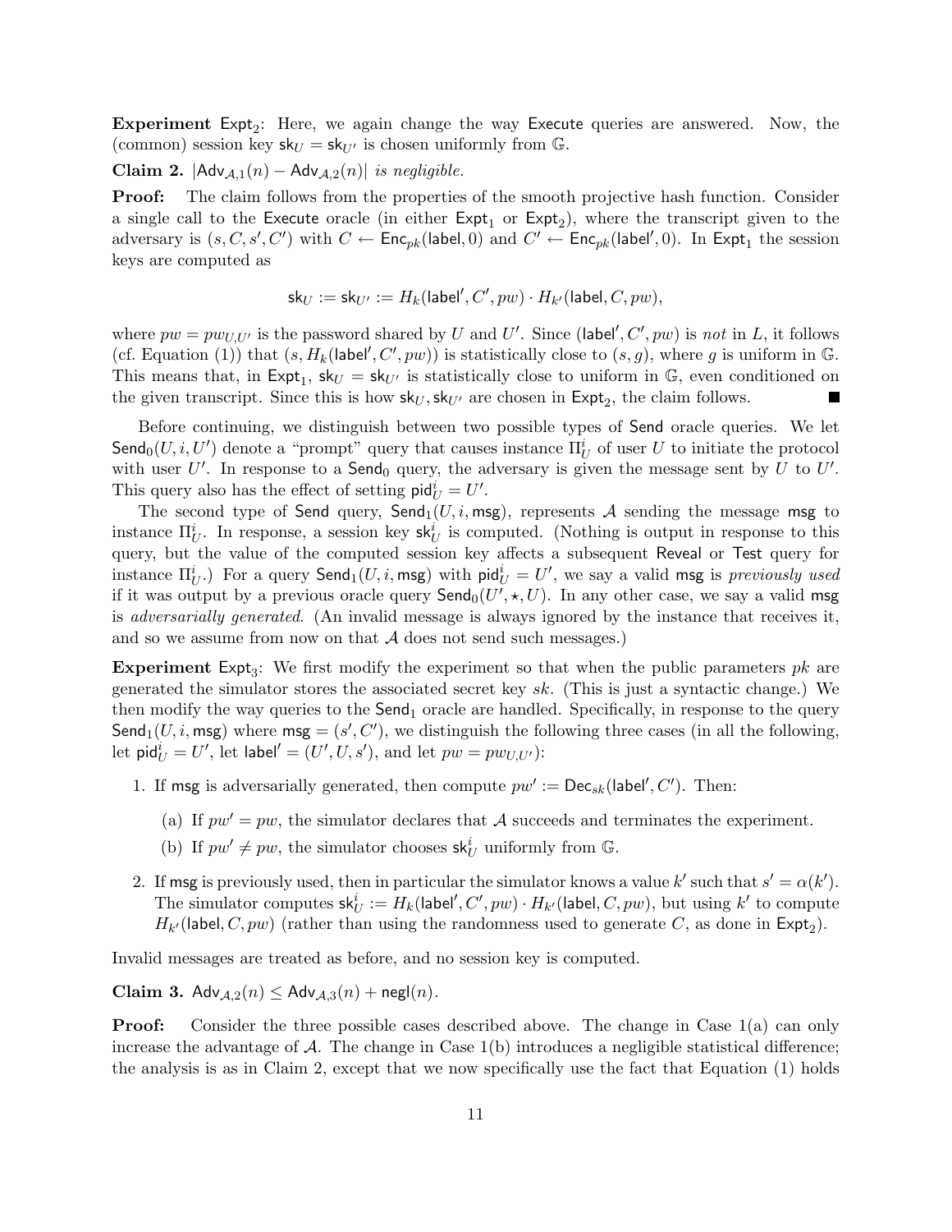**Experiment** $\mathsf{Expt}_2$: Here, we again change the way $\mathsf{Execute}$ queries are answered. Now, the (common) session key $\mathsf{sk}_U = \mathsf{sk}_{U'}$ is chosen uniformly from $\mathbb{G}$.

**Claim 2.** $|\mathsf{Adv}_{\mathcal{A},1}(n) - \mathsf{Adv}_{\mathcal{A},2}(n)|$ *is negligible.*

**Proof:** The claim follows from the properties of the smooth projective hash function. Consider a single call to the $\mathsf{Execute}$ oracle (in either $\mathsf{Expt}_1$ or $\mathsf{Expt}_2$), where the transcript given to the adversary is $(s, C, s', C')$ with $C \leftarrow \mathsf{Enc}_{pk}(\mathsf{label}, 0)$ and $C' \leftarrow \mathsf{Enc}_{pk}(\mathsf{label}', 0)$. In $\mathsf{Expt}_1$ the session keys are computed as

$$\mathsf{sk}_U := \mathsf{sk}_{U'} := H_k(\mathsf{label}', C', pw) \cdot H_{k'}(\mathsf{label}, C, pw),$$

where $pw = pw_{U,U'}$ is the password shared by $U$ and $U'$. Since $(\mathsf{label}', C', pw)$ is *not* in $L$, it follows (cf. Equation (1)) that $(s, H_k(\mathsf{label}', C', pw))$ is statistically close to $(s, g)$, where $g$ is uniform in $\mathbb{G}$. This means that, in $\mathsf{Expt}_1$, $\mathsf{sk}_U = \mathsf{sk}_{U'}$ is statistically close to uniform in $\mathbb{G}$, even conditioned on the given transcript. Since this is how $\mathsf{sk}_U, \mathsf{sk}_{U'}$ are chosen in $\mathsf{Expt}_2$, the claim follows. ■

Before continuing, we distinguish between two possible types of $\mathsf{Send}$ oracle queries. We let $\mathsf{Send}_0(U, i, U')$ denote a "prompt" query that causes instance $\Pi_U^i$ of user $U$ to initiate the protocol with user $U'$. In response to a $\mathsf{Send}_0$ query, the adversary is given the message sent by $U$ to $U'$. This query also has the effect of setting $\mathsf{pid}_U^i = U'$.

The second type of $\mathsf{Send}$ query, $\mathsf{Send}_1(U, i, \mathsf{msg})$, represents $\mathcal{A}$ sending the message $\mathsf{msg}$ to instance $\Pi_U^i$. In response, a session key $\mathsf{sk}_U^i$ is computed. (Nothing is output in response to this query, but the value of the computed session key affects a subsequent $\mathsf{Reveal}$ or $\mathsf{Test}$ query for instance $\Pi_U^i$.) For a query $\mathsf{Send}_1(U, i, \mathsf{msg})$ with $\mathsf{pid}_U^i = U'$, we say a valid $\mathsf{msg}$ is *previously used* if it was output by a previous oracle query $\mathsf{Send}_0(U', \star, U)$. In any other case, we say a valid $\mathsf{msg}$ is *adversarially generated*. (An invalid message is always ignored by the instance that receives it, and so we assume from now on that $\mathcal{A}$ does not send such messages.)

**Experiment** $\mathsf{Expt}_3$: We first modify the experiment so that when the public parameters $pk$ are generated the simulator stores the associated secret key $sk$. (This is just a syntactic change.) We then modify the way queries to the $\mathsf{Send}_1$ oracle are handled. Specifically, in response to the query $\mathsf{Send}_1(U, i, \mathsf{msg})$ where $\mathsf{msg} = (s', C')$, we distinguish the following three cases (in all the following, let $\mathsf{pid}_U^i = U'$, let $\mathsf{label}' = (U', U, s')$, and let $pw = pw_{U,U'}$):

1. If $\mathsf{msg}$ is adversarially generated, then compute $pw' := \mathsf{Dec}_{sk}(\mathsf{label}', C')$. Then:
   (a) If $pw' = pw$, the simulator declares that $\mathcal{A}$ succeeds and terminates the experiment.
   (b) If $pw' \neq pw$, the simulator chooses $\mathsf{sk}_U^i$ uniformly from $\mathbb{G}$.
2. If $\mathsf{msg}$ is previously used, then in particular the simulator knows a value $k'$ such that $s' = \alpha(k')$. The simulator computes $\mathsf{sk}_U^i := H_k(\mathsf{label}', C', pw) \cdot H_{k'}(\mathsf{label}, C, pw)$, but using $k'$ to compute $H_{k'}(\mathsf{label}, C, pw)$ (rather than using the randomness used to generate $C$, as done in $\mathsf{Expt}_2$).

Invalid messages are treated as before, and no session key is computed.

**Claim 3.** $\mathsf{Adv}_{\mathcal{A},2}(n) \leq \mathsf{Adv}_{\mathcal{A},3}(n) + \mathsf{negl}(n)$.

**Proof:** Consider the three possible cases described above. The change in Case 1(a) can only increase the advantage of $\mathcal{A}$. The change in Case 1(b) introduces a negligible statistical difference; the analysis is as in Claim 2, except that we now specifically use the fact that Equation (1) holds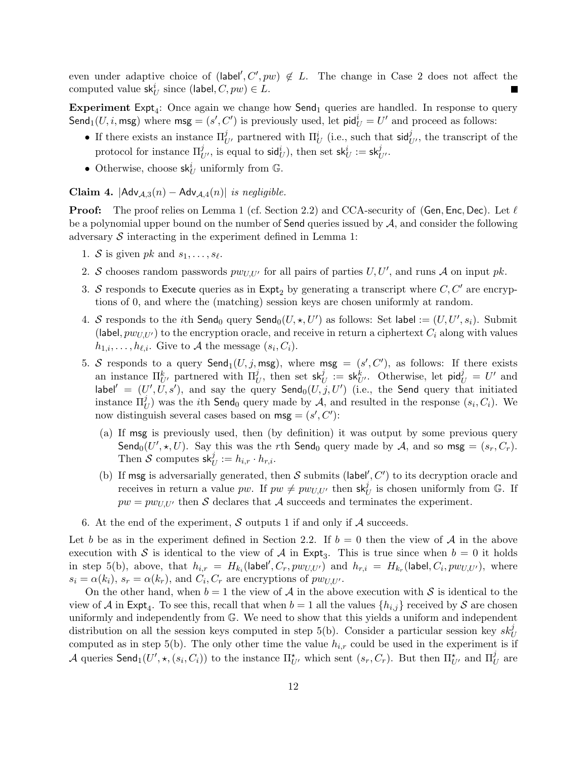even under adaptive choice of $(\mathsf{label}', C', pw) \notin L$. The change in Case 2 does not affect the computed value $\mathsf{sk}_U^i$ since $(\mathsf{label}, C, pw) \in L$. ■

**Experiment** $\mathsf{Expt}_4$: Once again we change how $\mathsf{Send}_1$ queries are handled. In response to query $\mathsf{Send}_1(U, i, \mathsf{msg})$ where $\mathsf{msg} = (s', C')$ is previously used, let $\mathsf{pid}_U^i = U'$ and proceed as follows:

- If there exists an instance $\Pi_{U'}^j$ partnered with $\Pi_U^i$ (i.e., such that $\mathsf{sid}_{U'}^j$, the transcript of the protocol for instance $\Pi_{U'}^j$, is equal to $\mathsf{sid}_U^i$), then set $\mathsf{sk}_U^i := \mathsf{sk}_{U'}^j$.
- Otherwise, choose $\mathsf{sk}_U^i$ uniformly from $\mathbb{G}$.

**Claim 4.** $|\mathsf{Adv}_{\mathcal{A},3}(n) - \mathsf{Adv}_{\mathcal{A},4}(n)|$ *is negligible.*

**Proof:** The proof relies on Lemma 1 (cf. Section 2.2) and CCA-security of $(\mathsf{Gen}, \mathsf{Enc}, \mathsf{Dec})$. Let $\ell$ be a polynomial upper bound on the number of $\mathsf{Send}$ queries issued by $\mathcal{A}$, and consider the following adversary $\mathcal{S}$ interacting in the experiment defined in Lemma 1:

1. $\mathcal{S}$ is given $pk$ and $s_1, \ldots, s_\ell$.
2. $\mathcal{S}$ chooses random passwords $pw_{U,U'}$ for all pairs of parties $U, U'$, and runs $\mathcal{A}$ on input $pk$.
3. $\mathcal{S}$ responds to $\mathsf{Execute}$ queries as in $\mathsf{Expt}_2$ by generating a transcript where $C, C'$ are encryptions of 0, and where the (matching) session keys are chosen uniformly at random.
4. $\mathcal{S}$ responds to the $i$th $\mathsf{Send}_0$ query $\mathsf{Send}_0(U, \star, U')$ as follows: Set $\mathsf{label} := (U, U', s_i)$. Submit $(\mathsf{label}, pw_{U,U'})$ to the encryption oracle, and receive in return a ciphertext $C_i$ along with values $h_{1,i}, \ldots, h_{\ell,i}$. Give to $\mathcal{A}$ the message $(s_i, C_i)$.
5. $\mathcal{S}$ responds to a query $\mathsf{Send}_1(U, j, \mathsf{msg})$, where $\mathsf{msg} = (s', C')$, as follows: If there exists an instance $\Pi_{U'}^k$ partnered with $\Pi_U^j$, then set $\mathsf{sk}_U^j := \mathsf{sk}_{U'}^k$. Otherwise, let $\mathsf{pid}_U^j = U'$ and $\mathsf{label}' = (U', U, s')$, and say the query $\mathsf{Send}_0(U, j, U')$ (i.e., the $\mathsf{Send}$ query that initiated instance $\Pi_U^j$) was the $i$th $\mathsf{Send}_0$ query made by $\mathcal{A}$, and resulted in the response $(s_i, C_i)$. We now distinguish several cases based on $\mathsf{msg} = (s', C')$:
   (a) If $\mathsf{msg}$ is previously used, then (by definition) it was output by some previous query $\mathsf{Send}_0(U', \star, U)$. Say this was the $r$th $\mathsf{Send}_0$ query made by $\mathcal{A}$, and so $\mathsf{msg} = (s_r, C_r)$. Then $\mathcal{S}$ computes $\mathsf{sk}_U^j := h_{i,r} \cdot h_{r,i}$.
   (b) If $\mathsf{msg}$ is adversarially generated, then $\mathcal{S}$ submits $(\mathsf{label}', C')$ to its decryption oracle and receives in return a value $pw$. If $pw \neq pw_{U,U'}$ then $\mathsf{sk}_U^j$ is chosen uniformly from $\mathbb{G}$. If $pw = pw_{U,U'}$ then $\mathcal{S}$ declares that $\mathcal{A}$ succeeds and terminates the experiment.
6. At the end of the experiment, $\mathcal{S}$ outputs 1 if and only if $\mathcal{A}$ succeeds.

Let $b$ be as in the experiment defined in Section 2.2. If $b = 0$ then the view of $\mathcal{A}$ in the above execution with $\mathcal{S}$ is identical to the view of $\mathcal{A}$ in $\mathsf{Expt}_3$. This is true since when $b = 0$ it holds in step 5(b), above, that $h_{i,r} = H_{k_i}(\mathsf{label}', C_r, pw_{U,U'})$ and $h_{r,i} = H_{k_r}(\mathsf{label}, C_i, pw_{U,U'})$, where $s_i = \alpha(k_i)$, $s_r = \alpha(k_r)$, and $C_i, C_r$ are encryptions of $pw_{U,U'}$.

On the other hand, when $b = 1$ the view of $\mathcal{A}$ in the above execution with $\mathcal{S}$ is identical to the view of $\mathcal{A}$ in $\mathsf{Expt}_4$. To see this, recall that when $b = 1$ all the values $\{h_{i,j}\}$ received by $\mathcal{S}$ are chosen uniformly and independently from $\mathbb{G}$. We need to show that this yields a uniform and independent distribution on all the session keys computed in step 5(b). Consider a particular session key $sk_U^j$ computed as in step 5(b). The only other time the value $h_{i,r}$ could be used in the experiment is if $\mathcal{A}$ queries $\mathsf{Send}_1(U', \star, (s_i, C_i))$ to the instance $\Pi_{U'}^\star$ which sent $(s_r, C_r)$. But then $\Pi_{U'}^\star$ and $\Pi_U^j$ are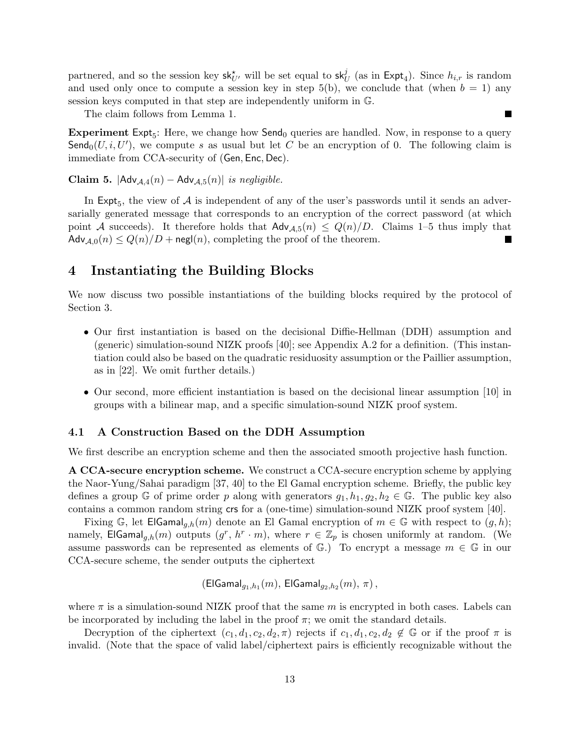partnered, and so the session key $\mathsf{sk}^\star_{U'}$ will be set equal to $\mathsf{sk}^j_U$ (as in $\mathsf{Expt}_4$). Since $h_{i,r}$ is random and used only once to compute a session key in step 5(b), we conclude that (when $b = 1$) any session keys computed in that step are independently uniform in $\mathbb{G}$.

The claim follows from Lemma 1. ■

**Experiment** $\mathsf{Expt}_5$: Here, we change how $\mathsf{Send}_0$ queries are handled. Now, in response to a query $\mathsf{Send}_0(U, i, U')$, we compute $s$ as usual but let $C$ be an encryption of 0. The following claim is immediate from CCA-security of $(\mathsf{Gen}, \mathsf{Enc}, \mathsf{Dec})$.

**Claim 5.** *$|\mathsf{Adv}_{\mathcal{A},4}(n) - \mathsf{Adv}_{\mathcal{A},5}(n)|$ is negligible.*

In $\mathsf{Expt}_5$, the view of $\mathcal{A}$ is independent of any of the user's passwords until it sends an adversarially generated message that corresponds to an encryption of the correct password (at which point $\mathcal{A}$ succeeds). It therefore holds that $\mathsf{Adv}_{\mathcal{A},5}(n) \leq Q(n)/D$. Claims 1–5 thus imply that $\mathsf{Adv}_{\mathcal{A},0}(n) \leq Q(n)/D + \mathsf{negl}(n)$, completing the proof of the theorem. ■

# 4 Instantiating the Building Blocks

We now discuss two possible instantiations of the building blocks required by the protocol of Section 3.

- Our first instantiation is based on the decisional Diffie-Hellman (DDH) assumption and (generic) simulation-sound NIZK proofs [40]; see Appendix A.2 for a definition. (This instantiation could also be based on the quadratic residuosity assumption or the Paillier assumption, as in [22]. We omit further details.)
- Our second, more efficient instantiation is based on the decisional linear assumption [10] in groups with a bilinear map, and a specific simulation-sound NIZK proof system.

## 4.1 A Construction Based on the DDH Assumption

We first describe an encryption scheme and then the associated smooth projective hash function.

**A CCA-secure encryption scheme.** We construct a CCA-secure encryption scheme by applying the Naor-Yung/Sahai paradigm [37, 40] to the El Gamal encryption scheme. Briefly, the public key defines a group $\mathbb{G}$ of prime order $p$ along with generators $g_1, h_1, g_2, h_2 \in \mathbb{G}$. The public key also contains a common random string $\mathsf{crs}$ for a (one-time) simulation-sound NIZK proof system [40].

Fixing $\mathbb{G}$, let $\mathsf{ElGamal}_{g,h}(m)$ denote an El Gamal encryption of $m \in \mathbb{G}$ with respect to $(g, h)$; namely, $\mathsf{ElGamal}_{g,h}(m)$ outputs $(g^r, h^r \cdot m)$, where $r \in \mathbb{Z}_p$ is chosen uniformly at random. (We assume passwords can be represented as elements of $\mathbb{G}$.) To encrypt a message $m \in \mathbb{G}$ in our CCA-secure scheme, the sender outputs the ciphertext

$$(\mathsf{ElGamal}_{g_1,h_1}(m),\ \mathsf{ElGamal}_{g_2,h_2}(m),\ \pi)\,,$$

where $\pi$ is a simulation-sound NIZK proof that the same $m$ is encrypted in both cases. Labels can be incorporated by including the label in the proof $\pi$; we omit the standard details.

Decryption of the ciphertext $(c_1, d_1, c_2, d_2, \pi)$ rejects if $c_1, d_1, c_2, d_2 \notin \mathbb{G}$ or if the proof $\pi$ is invalid. (Note that the space of valid label/ciphertext pairs is efficiently recognizable without the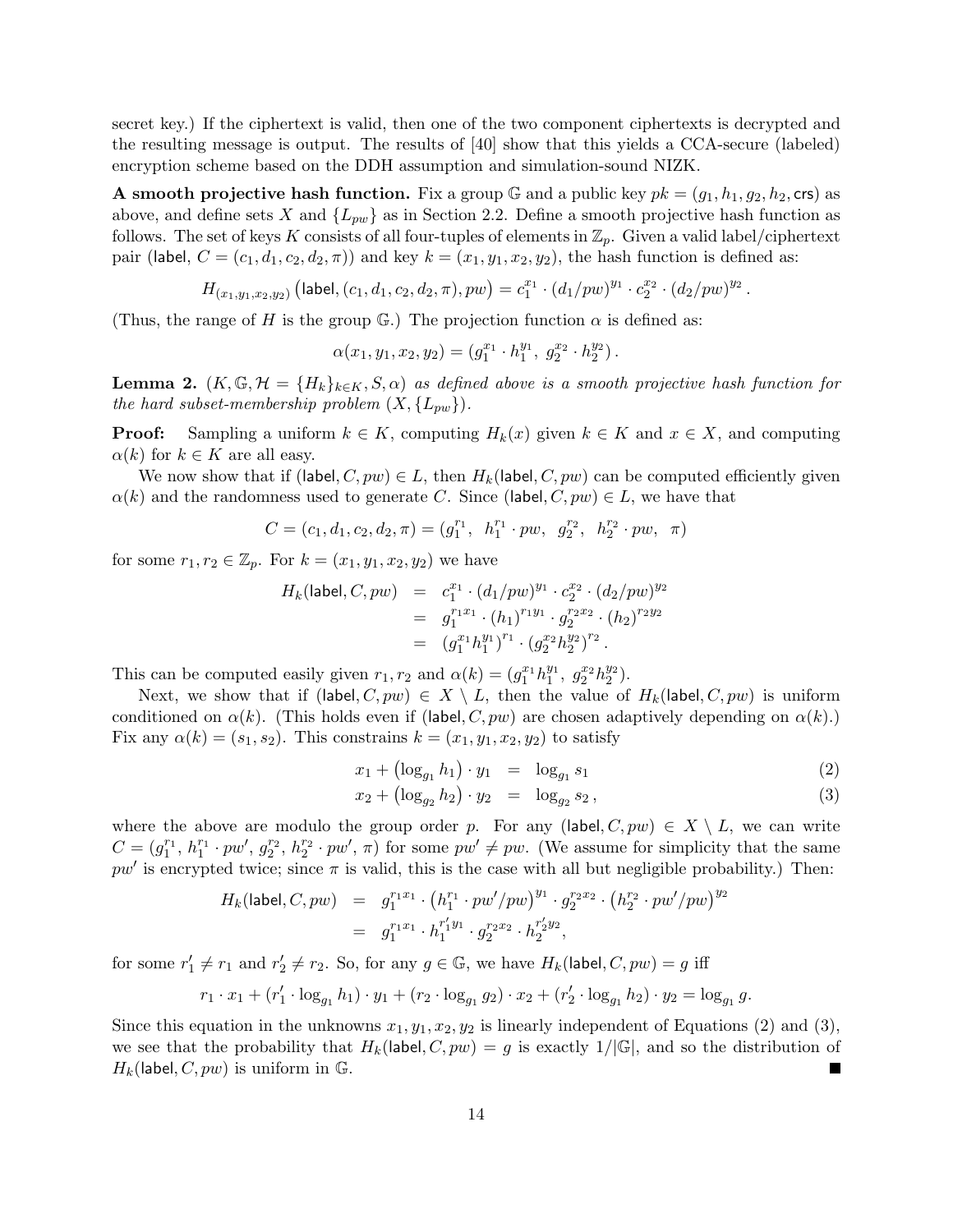secret key.) If the ciphertext is valid, then one of the two component ciphertexts is decrypted and the resulting message is output. The results of [40] show that this yields a CCA-secure (labeled) encryption scheme based on the DDH assumption and simulation-sound NIZK.

**A smooth projective hash function.** Fix a group $\mathbb{G}$ and a public key $pk = (g_1, h_1, g_2, h_2, \mathsf{crs})$ as above, and define sets $X$ and $\{L_{pw}\}$ as in Section 2.2. Define a smooth projective hash function as follows. The set of keys $K$ consists of all four-tuples of elements in $\mathbb{Z}_p$. Given a valid label/ciphertext pair $(\mathsf{label},\, C = (c_1, d_1, c_2, d_2, \pi))$ and key $k = (x_1, y_1, x_2, y_2)$, the hash function is defined as:

$$H_{(x_1,y_1,x_2,y_2)}\left(\mathsf{label}, (c_1, d_1, c_2, d_2, \pi), pw\right) = c_1^{x_1} \cdot (d_1/pw)^{y_1} \cdot c_2^{x_2} \cdot (d_2/pw)^{y_2}.$$

(Thus, the range of $H$ is the group $\mathbb{G}$.) The projection function $\alpha$ is defined as:

$$\alpha(x_1, y_1, x_2, y_2) = (g_1^{x_1} \cdot h_1^{y_1},\ g_2^{x_2} \cdot h_2^{y_2}).$$

**Lemma 2.** *$(K, \mathbb{G}, \mathcal{H} = \{H_k\}_{k\in K}, S, \alpha)$ as defined above is a smooth projective hash function for the hard subset-membership problem $(X, \{L_{pw}\})$.*

**Proof:** Sampling a uniform $k \in K$, computing $H_k(x)$ given $k \in K$ and $x \in X$, and computing $\alpha(k)$ for $k \in K$ are all easy.

We now show that if $(\mathsf{label}, C, pw) \in L$, then $H_k(\mathsf{label}, C, pw)$ can be computed efficiently given $\alpha(k)$ and the randomness used to generate $C$. Since $(\mathsf{label}, C, pw) \in L$, we have that

$$C = (c_1, d_1, c_2, d_2, \pi) = (g_1^{r_1},\ \ h_1^{r_1} \cdot pw,\ \ g_2^{r_2},\ \ h_2^{r_2} \cdot pw,\ \ \pi)$$

for some $r_1, r_2 \in \mathbb{Z}_p$. For $k = (x_1, y_1, x_2, y_2)$ we have

$$\begin{aligned} H_k(\mathsf{label}, C, pw) &= c_1^{x_1} \cdot (d_1/pw)^{y_1} \cdot c_2^{x_2} \cdot (d_2/pw)^{y_2} \\ &= g_1^{r_1 x_1} \cdot (h_1)^{r_1 y_1} \cdot g_2^{r_2 x_2} \cdot (h_2)^{r_2 y_2} \\ &= (g_1^{x_1} h_1^{y_1})^{r_1} \cdot (g_2^{x_2} h_2^{y_2})^{r_2}. \end{aligned}$$

This can be computed easily given $r_1, r_2$ and $\alpha(k) = (g_1^{x_1} h_1^{y_1},\ g_2^{x_2} h_2^{y_2})$.

Next, we show that if $(\mathsf{label}, C, pw) \in X \setminus L$, then the value of $H_k(\mathsf{label}, C, pw)$ is uniform conditioned on $\alpha(k)$. (This holds even if $(\mathsf{label}, C, pw)$ are chosen adaptively depending on $\alpha(k)$.) Fix any $\alpha(k) = (s_1, s_2)$. This constrains $k = (x_1, y_1, x_2, y_2)$ to satisfy

$$x_1 + \left(\log_{g_1} h_1\right) \cdot y_1 = \log_{g_1} s_1 \tag{2}$$

$$x_2 + \left(\log_{g_2} h_2\right) \cdot y_2 = \log_{g_2} s_2, \tag{3}$$

where the above are modulo the group order $p$. For any $(\mathsf{label}, C, pw) \in X \setminus L$, we can write $C = (g_1^{r_1},\, h_1^{r_1} \cdot pw',\, g_2^{r_2},\, h_2^{r_2} \cdot pw',\, \pi)$ for some $pw' \neq pw$. (We assume for simplicity that the same $pw'$ is encrypted twice; since $\pi$ is valid, this is the case with all but negligible probability.) Then:

$$\begin{aligned} H_k(\mathsf{label}, C, pw) &= g_1^{r_1 x_1} \cdot \left(h_1^{r_1} \cdot pw'/pw\right)^{y_1} \cdot g_2^{r_2 x_2} \cdot \left(h_2^{r_2} \cdot pw'/pw\right)^{y_2} \\ &= g_1^{r_1 x_1} \cdot h_1^{r_1' y_1} \cdot g_2^{r_2 x_2} \cdot h_2^{r_2' y_2}, \end{aligned}$$

for some $r_1' \neq r_1$ and $r_2' \neq r_2$. So, for any $g \in \mathbb{G}$, we have $H_k(\mathsf{label}, C, pw) = g$ iff

$$r_1 \cdot x_1 + (r_1' \cdot \log_{g_1} h_1) \cdot y_1 + (r_2 \cdot \log_{g_1} g_2) \cdot x_2 + (r_2' \cdot \log_{g_1} h_2) \cdot y_2 = \log_{g_1} g.$$

Since this equation in the unknowns $x_1, y_1, x_2, y_2$ is linearly independent of Equations (2) and (3), we see that the probability that $H_k(\mathsf{label}, C, pw) = g$ is exactly $1/|\mathbb{G}|$, and so the distribution of $H_k(\mathsf{label}, C, pw)$ is uniform in $\mathbb{G}$. ∎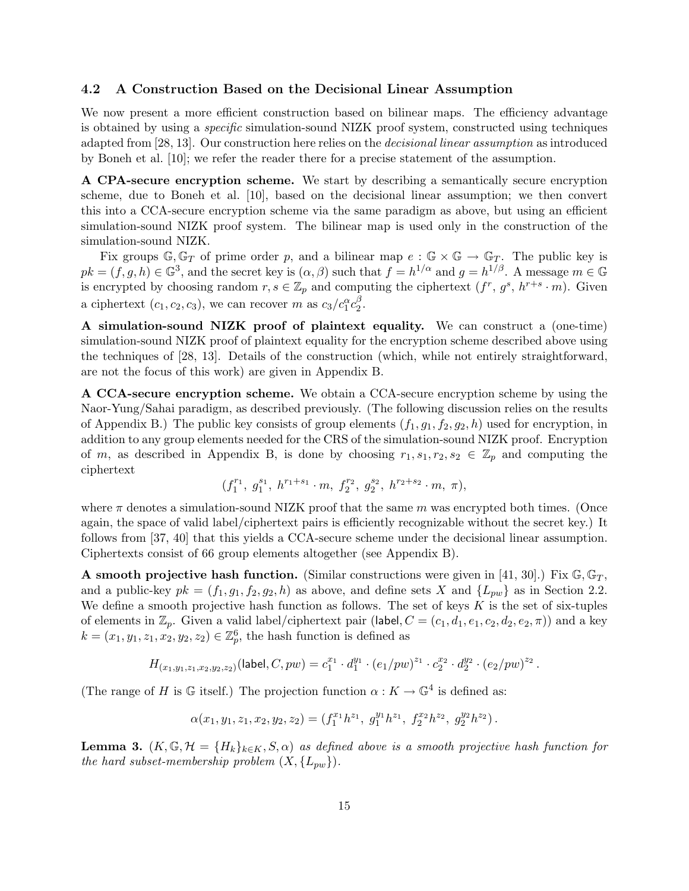### 4.2 A Construction Based on the Decisional Linear Assumption

We now present a more efficient construction based on bilinear maps. The efficiency advantage is obtained by using a *specific* simulation-sound NIZK proof system, constructed using techniques adapted from [28, 13]. Our construction here relies on the *decisional linear assumption* as introduced by Boneh et al. [10]; we refer the reader there for a precise statement of the assumption.

**A CPA-secure encryption scheme.** We start by describing a semantically secure encryption scheme, due to Boneh et al. [10], based on the decisional linear assumption; we then convert this into a CCA-secure encryption scheme via the same paradigm as above, but using an efficient simulation-sound NIZK proof system. The bilinear map is used only in the construction of the simulation-sound NIZK.

Fix groups $\mathbb{G}, \mathbb{G}_T$ of prime order $p$, and a bilinear map $e : \mathbb{G} \times \mathbb{G} \to \mathbb{G}_T$. The public key is $pk = (f, g, h) \in \mathbb{G}^3$, and the secret key is $(\alpha, \beta)$ such that $f = h^{1/\alpha}$ and $g = h^{1/\beta}$. A message $m \in \mathbb{G}$ is encrypted by choosing random $r, s \in \mathbb{Z}_p$ and computing the ciphertext $(f^r,\ g^s,\ h^{r+s} \cdot m)$. Given a ciphertext $(c_1, c_2, c_3)$, we can recover $m$ as $c_3/c_1^{\alpha} c_2^{\beta}$.

**A simulation-sound NIZK proof of plaintext equality.** We can construct a (one-time) simulation-sound NIZK proof of plaintext equality for the encryption scheme described above using the techniques of [28, 13]. Details of the construction (which, while not entirely straightforward, are not the focus of this work) are given in Appendix B.

**A CCA-secure encryption scheme.** We obtain a CCA-secure encryption scheme by using the Naor-Yung/Sahai paradigm, as described previously. (The following discussion relies on the results of Appendix B.) The public key consists of group elements $(f_1, g_1, f_2, g_2, h)$ used for encryption, in addition to any group elements needed for the CRS of the simulation-sound NIZK proof. Encryption of $m$, as described in Appendix B, is done by choosing $r_1, s_1, r_2, s_2 \in \mathbb{Z}_p$ and computing the ciphertext

$$(f_1^{r_1},\ g_1^{s_1},\ h^{r_1+s_1} \cdot m,\ f_2^{r_2},\ g_2^{s_2},\ h^{r_2+s_2} \cdot m,\ \pi),$$

where $\pi$ denotes a simulation-sound NIZK proof that the same $m$ was encrypted both times. (Once again, the space of valid label/ciphertext pairs is efficiently recognizable without the secret key.) It follows from [37, 40] that this yields a CCA-secure scheme under the decisional linear assumption. Ciphertexts consist of 66 group elements altogether (see Appendix B).

**A smooth projective hash function.** (Similar constructions were given in [41, 30].) Fix $\mathbb{G}, \mathbb{G}_T$, and a public-key $pk = (f_1, g_1, f_2, g_2, h)$ as above, and define sets $X$ and $\{L_{pw}\}$ as in Section 2.2. We define a smooth projective hash function as follows. The set of keys $K$ is the set of six-tuples of elements in $\mathbb{Z}_p$. Given a valid label/ciphertext pair $(\mathsf{label}, C = (c_1, d_1, e_1, c_2, d_2, e_2, \pi))$ and a key $k = (x_1, y_1, z_1, x_2, y_2, z_2) \in \mathbb{Z}_p^6$, the hash function is defined as

$$H_{(x_1,y_1,z_1,x_2,y_2,z_2)}(\mathsf{label}, C, pw) = c_1^{x_1} \cdot d_1^{y_1} \cdot (e_1/pw)^{z_1} \cdot c_2^{x_2} \cdot d_2^{y_2} \cdot (e_2/pw)^{z_2}\,.$$

(The range of $H$ is $\mathbb{G}$ itself.) The projection function $\alpha : K \to \mathbb{G}^4$ is defined as:

$$\alpha(x_1, y_1, z_1, x_2, y_2, z_2) = (f_1^{x_1} h^{z_1},\ g_1^{y_1} h^{z_1},\ f_2^{x_2} h^{z_2},\ g_2^{y_2} h^{z_2})\,.$$

**Lemma 3.** *$(K, \mathbb{G}, \mathcal{H} = \{H_k\}_{k \in K}, S, \alpha)$ as defined above is a smooth projective hash function for the hard subset-membership problem $(X, \{L_{pw}\})$.*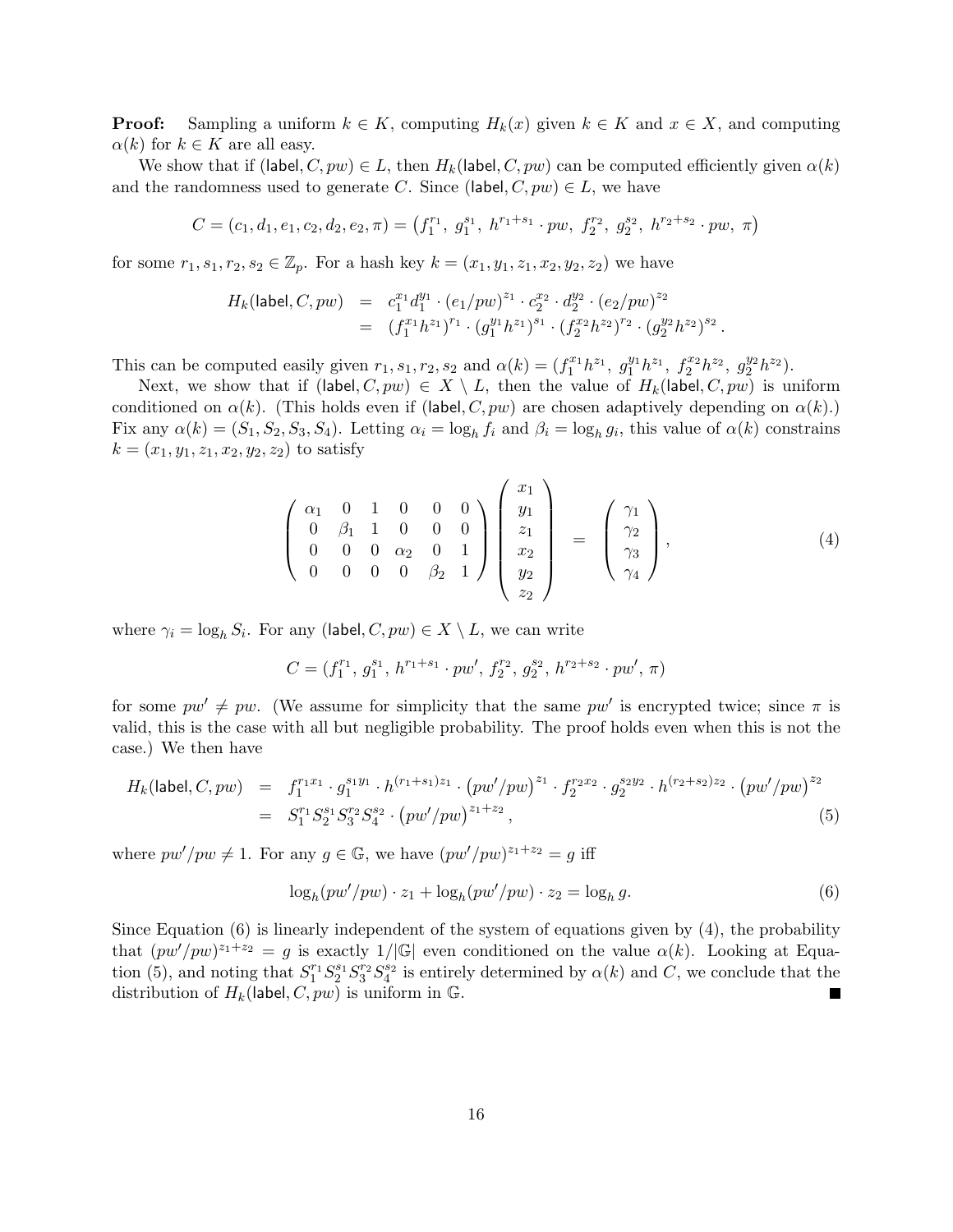**Proof:** Sampling a uniform $k \in K$, computing $H_k(x)$ given $k \in K$ and $x \in X$, and computing $\alpha(k)$ for $k \in K$ are all easy.

We show that if $(\mathsf{label}, C, pw) \in L$, then $H_k(\mathsf{label}, C, pw)$ can be computed efficiently given $\alpha(k)$ and the randomness used to generate $C$. Since $(\mathsf{label}, C, pw) \in L$, we have

$$C = (c_1, d_1, e_1, c_2, d_2, e_2, \pi) = \left(f_1^{r_1},\ g_1^{s_1},\ h^{r_1+s_1} \cdot pw,\ f_2^{r_2},\ g_2^{s_2},\ h^{r_2+s_2} \cdot pw,\ \pi\right)$$

for some $r_1, s_1, r_2, s_2 \in \mathbb{Z}_p$. For a hash key $k = (x_1, y_1, z_1, x_2, y_2, z_2)$ we have

$$\begin{aligned}
H_k(\mathsf{label}, C, pw) &= c_1^{x_1} d_1^{y_1} \cdot (e_1/pw)^{z_1} \cdot c_2^{x_2} \cdot d_2^{y_2} \cdot (e_2/pw)^{z_2} \\
&= (f_1^{x_1} h^{z_1})^{r_1} \cdot (g_1^{y_1} h^{z_1})^{s_1} \cdot (f_2^{x_2} h^{z_2})^{r_2} \cdot (g_2^{y_2} h^{z_2})^{s_2}.
\end{aligned}$$

This can be computed easily given $r_1, s_1, r_2, s_2$ and $\alpha(k) = (f_1^{x_1} h^{z_1},\ g_1^{y_1} h^{z_1},\ f_2^{x_2} h^{z_2},\ g_2^{y_2} h^{z_2})$.

Next, we show that if $(\mathsf{label}, C, pw) \in X \setminus L$, then the value of $H_k(\mathsf{label}, C, pw)$ is uniform conditioned on $\alpha(k)$. (This holds even if $(\mathsf{label}, C, pw)$ are chosen adaptively depending on $\alpha(k)$.) Fix any $\alpha(k) = (S_1, S_2, S_3, S_4)$. Letting $\alpha_i = \log_h f_i$ and $\beta_i = \log_h g_i$, this value of $\alpha(k)$ constrains $k = (x_1, y_1, z_1, x_2, y_2, z_2)$ to satisfy

$$\begin{pmatrix} \alpha_1 & 0 & 1 & 0 & 0 & 0 \\ 0 & \beta_1 & 1 & 0 & 0 & 0 \\ 0 & 0 & 0 & \alpha_2 & 0 & 1 \\ 0 & 0 & 0 & 0 & \beta_2 & 1 \end{pmatrix} \begin{pmatrix} x_1 \\ y_1 \\ z_1 \\ x_2 \\ y_2 \\ z_2 \end{pmatrix} = \begin{pmatrix} \gamma_1 \\ \gamma_2 \\ \gamma_3 \\ \gamma_4 \end{pmatrix}, \tag{4}$$

where $\gamma_i = \log_h S_i$. For any $(\mathsf{label}, C, pw) \in X \setminus L$, we can write

$$C = (f_1^{r_1},\ g_1^{s_1},\ h^{r_1+s_1} \cdot pw',\ f_2^{r_2},\ g_2^{s_2},\ h^{r_2+s_2} \cdot pw',\ \pi)$$

for some $pw' \neq pw$. (We assume for simplicity that the same $pw'$ is encrypted twice; since $\pi$ is valid, this is the case with all but negligible probability. The proof holds even when this is not the case.) We then have

$$\begin{aligned}
H_k(\mathsf{label}, C, pw) &= f_1^{r_1 x_1} \cdot g_1^{s_1 y_1} \cdot h^{(r_1+s_1) z_1} \cdot \left(pw'/pw\right)^{z_1} \cdot f_2^{r_2 x_2} \cdot g_2^{s_2 x_2} \cdot h^{(r_2+s_2) z_2} \cdot \left(pw'/pw\right)^{z_2} \\
&= S_1^{r_1} S_2^{s_1} S_3^{r_2} S_4^{s_2} \cdot \left(pw'/pw\right)^{z_1+z_2},
\end{aligned} \tag{5}$$

where $pw'/pw \neq 1$. For any $g \in \mathbb{G}$, we have $(pw'/pw)^{z_1+z_2} = g$ iff

$$\log_h(pw'/pw) \cdot z_1 + \log_h(pw'/pw) \cdot z_2 = \log_h g. \tag{6}$$

Since Equation (6) is linearly independent of the system of equations given by (4), the probability that $(pw'/pw)^{z_1+z_2} = g$ is exactly $1/|\mathbb{G}|$ even conditioned on the value $\alpha(k)$. Looking at Equation (5), and noting that $S_1^{r_1} S_2^{s_1} S_3^{r_2} S_4^{s_2}$ is entirely determined by $\alpha(k)$ and $C$, we conclude that the distribution of $H_k(\mathsf{label}, C, pw)$ is uniform in $\mathbb{G}$. ■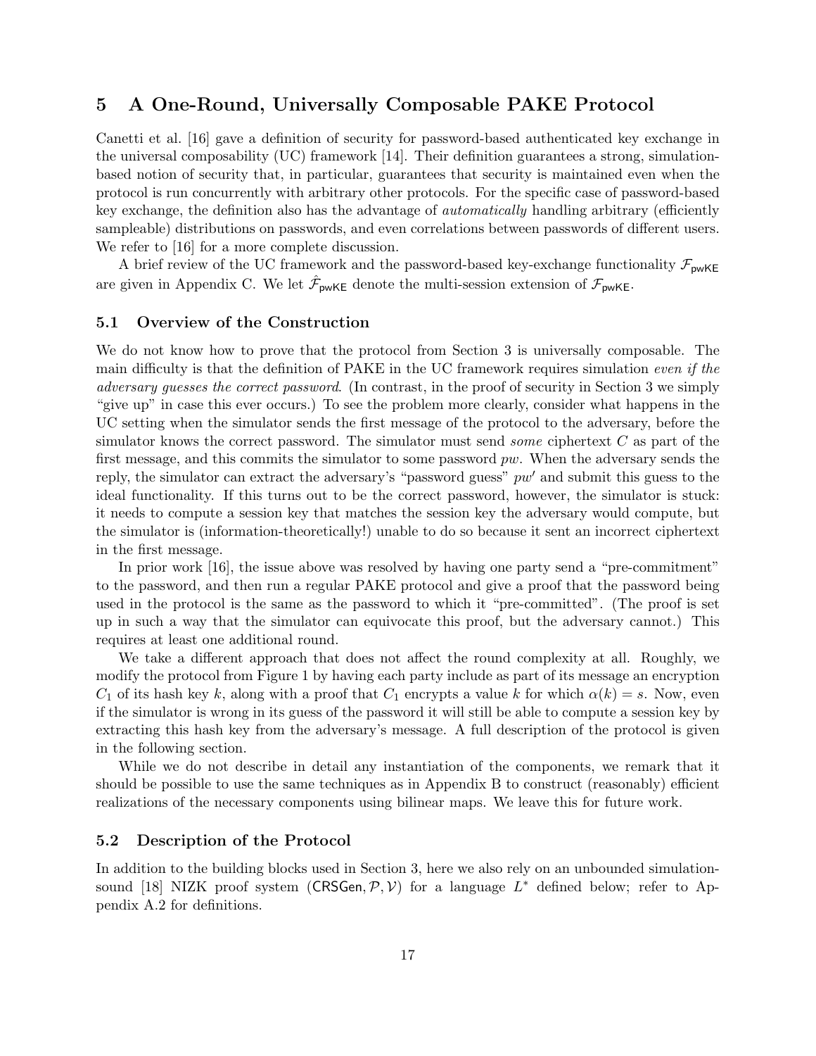## 5 A One-Round, Universally Composable PAKE Protocol

Canetti et al. [16] gave a definition of security for password-based authenticated key exchange in the universal composability (UC) framework [14]. Their definition guarantees a strong, simulation-based notion of security that, in particular, guarantees that security is maintained even when the protocol is run concurrently with arbitrary other protocols. For the specific case of password-based key exchange, the definition also has the advantage of *automatically* handling arbitrary (efficiently sampleable) distributions on passwords, and even correlations between passwords of different users. We refer to [16] for a more complete discussion.

A brief review of the UC framework and the password-based key-exchange functionality $\mathcal{F}_{\mathsf{pwKE}}$ are given in Appendix C. We let $\hat{\mathcal{F}}_{\mathsf{pwKE}}$ denote the multi-session extension of $\mathcal{F}_{\mathsf{pwKE}}$.

### 5.1 Overview of the Construction

We do not know how to prove that the protocol from Section 3 is universally composable. The main difficulty is that the definition of PAKE in the UC framework requires simulation *even if the adversary guesses the correct password*. (In contrast, in the proof of security in Section 3 we simply "give up" in case this ever occurs.) To see the problem more clearly, consider what happens in the UC setting when the simulator sends the first message of the protocol to the adversary, before the simulator knows the correct password. The simulator must send *some* ciphertext $C$ as part of the first message, and this commits the simulator to some password $pw$. When the adversary sends the reply, the simulator can extract the adversary's "password guess" $pw'$ and submit this guess to the ideal functionality. If this turns out to be the correct password, however, the simulator is stuck: it needs to compute a session key that matches the session key the adversary would compute, but the simulator is (information-theoretically!) unable to do so because it sent an incorrect ciphertext in the first message.

In prior work [16], the issue above was resolved by having one party send a "pre-commitment" to the password, and then run a regular PAKE protocol and give a proof that the password being used in the protocol is the same as the password to which it "pre-committed". (The proof is set up in such a way that the simulator can equivocate this proof, but the adversary cannot.) This requires at least one additional round.

We take a different approach that does not affect the round complexity at all. Roughly, we modify the protocol from Figure 1 by having each party include as part of its message an encryption $C_1$ of its hash key $k$, along with a proof that $C_1$ encrypts a value $k$ for which $\alpha(k) = s$. Now, even if the simulator is wrong in its guess of the password it will still be able to compute a session key by extracting this hash key from the adversary's message. A full description of the protocol is given in the following section.

While we do not describe in detail any instantiation of the components, we remark that it should be possible to use the same techniques as in Appendix B to construct (reasonably) efficient realizations of the necessary components using bilinear maps. We leave this for future work.

### 5.2 Description of the Protocol

In addition to the building blocks used in Section 3, here we also rely on an unbounded simulation-sound [18] NIZK proof system $(\mathsf{CRSGen}, \mathcal{P}, \mathcal{V})$ for a language $L^*$ defined below; refer to Appendix A.2 for definitions.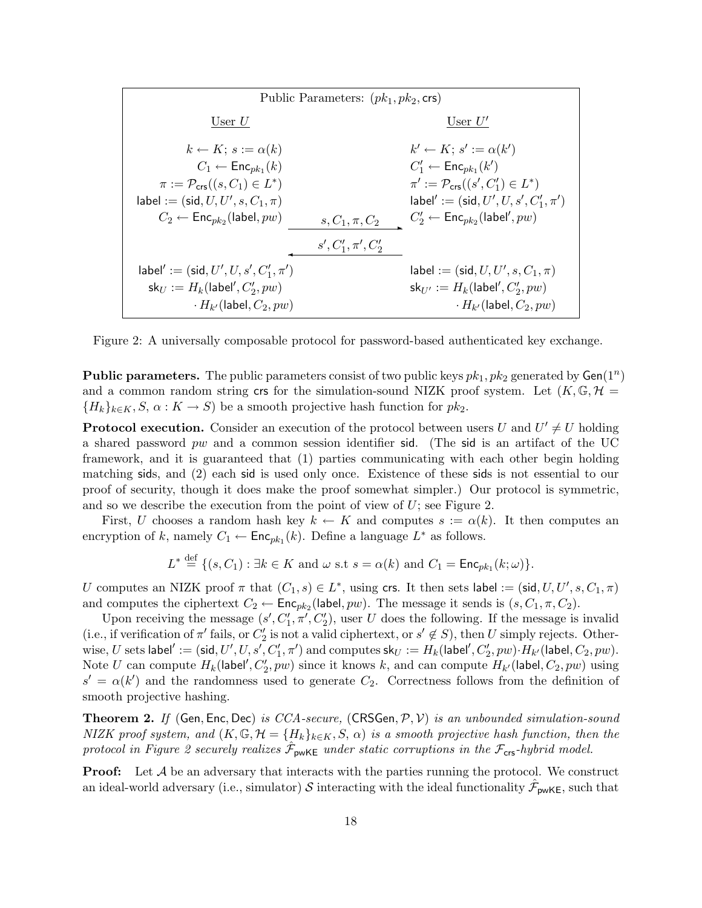Public Parameters: $(pk_1, pk_2, \mathsf{crs})$

| User $U$ | | User $U'$ |
|---|---|---|
| $k \leftarrow K$; $s := \alpha(k)$ | | $k' \leftarrow K$; $s' := \alpha(k')$ |
| $C_1 \leftarrow \mathsf{Enc}_{pk_1}(k)$ | | $C_1' \leftarrow \mathsf{Enc}_{pk_1}(k')$ |
| $\pi := \mathcal{P}_{\mathsf{crs}}((s, C_1) \in L^*)$ | | $\pi' := \mathcal{P}_{\mathsf{crs}}((s', C_1') \in L^*)$ |
| $\mathsf{label} := (\mathsf{sid}, U, U', s, C_1, \pi)$ | | $\mathsf{label}' := (\mathsf{sid}, U', U, s', C_1', \pi')$ |
| $C_2 \leftarrow \mathsf{Enc}_{pk_2}(\mathsf{label}, pw)$ | $s, C_1, \pi, C_2$ $\longrightarrow$ | $C_2' \leftarrow \mathsf{Enc}_{pk_2}(\mathsf{label}', pw)$ |
| | $\longleftarrow$ $s', C_1', \pi', C_2'$ | |
| $\mathsf{label}' := (\mathsf{sid}, U', U, s', C_1', \pi')$ | | $\mathsf{label} := (\mathsf{sid}, U, U', s, C_1, \pi)$ |
| $\mathsf{sk}_U := H_k(\mathsf{label}', C_2', pw)$ | | $\mathsf{sk}_{U'} := H_k(\mathsf{label}', C_2', pw)$ |
| $\cdot H_{k'}(\mathsf{label}, C_2, pw)$ | | $\cdot H_{k'}(\mathsf{label}, C_2, pw)$ |

Figure 2: A universally composable protocol for password-based authenticated key exchange.

**Public parameters.** The public parameters consist of two public keys $pk_1, pk_2$ generated by $\mathsf{Gen}(1^n)$ and a common random string $\mathsf{crs}$ for the simulation-sound NIZK proof system. Let $(K, \mathbb{G}, \mathcal{H} = \{H_k\}_{k \in K}, S, \alpha : K \to S)$ be a smooth projective hash function for $pk_2$.

**Protocol execution.** Consider an execution of the protocol between users $U$ and $U' \neq U$ holding a shared password $pw$ and a common session identifier $\mathsf{sid}$. (The $\mathsf{sid}$ is an artifact of the UC framework, and it is guaranteed that (1) parties communicating with each other begin holding matching $\mathsf{sid}$s, and (2) each $\mathsf{sid}$ is used only once. Existence of these $\mathsf{sid}$s is not essential to our proof of security, though it does make the proof somewhat simpler.) Our protocol is symmetric, and so we describe the execution from the point of view of $U$; see Figure 2.

First, $U$ chooses a random hash key $k \leftarrow K$ and computes $s := \alpha(k)$. It then computes an encryption of $k$, namely $C_1 \leftarrow \mathsf{Enc}_{pk_1}(k)$. Define a language $L^*$ as follows.

$$L^* \stackrel{\text{def}}{=} \{(s, C_1) : \exists k \in K \text{ and } \omega \text{ s.t } s = \alpha(k) \text{ and } C_1 = \mathsf{Enc}_{pk_1}(k; \omega)\}.$$

$U$ computes an NIZK proof $\pi$ that $(C_1, s) \in L^*$, using $\mathsf{crs}$. It then sets $\mathsf{label} := (\mathsf{sid}, U, U', s, C_1, \pi)$ and computes the ciphertext $C_2 \leftarrow \mathsf{Enc}_{pk_2}(\mathsf{label}, pw)$. The message it sends is $(s, C_1, \pi, C_2)$.

Upon receiving the message $(s', C_1', \pi', C_2')$, user $U$ does the following. If the message is invalid (i.e., if verification of $\pi'$ fails, or $C_2'$ is not a valid ciphertext, or $s' \notin S$), then $U$ simply rejects. Otherwise, $U$ sets $\mathsf{label}' := (\mathsf{sid}, U', U, s', C_1', \pi')$ and computes $\mathsf{sk}_U := H_k(\mathsf{label}', C_2', pw) \cdot H_{k'}(\mathsf{label}, C_2, pw)$. Note $U$ can compute $H_k(\mathsf{label}', C_2', pw)$ since it knows $k$, and can compute $H_{k'}(\mathsf{label}, C_2, pw)$ using $s' = \alpha(k')$ and the randomness used to generate $C_2$. Correctness follows from the definition of smooth projective hashing.

**Theorem 2.** *If* $(\mathsf{Gen}, \mathsf{Enc}, \mathsf{Dec})$ *is CCA-secure,* $(\mathsf{CRSGen}, \mathcal{P}, \mathcal{V})$ *is an unbounded simulation-sound NIZK proof system, and* $(K, \mathbb{G}, \mathcal{H} = \{H_k\}_{k \in K}, S, \alpha)$ *is a smooth projective hash function, then the protocol in Figure 2 securely realizes* $\hat{\mathcal{F}}_{\mathsf{pwKE}}$ *under static corruptions in the* $\mathcal{F}_{\mathsf{crs}}$*-hybrid model.*

**Proof:** Let $\mathcal{A}$ be an adversary that interacts with the parties running the protocol. We construct an ideal-world adversary (i.e., simulator) $\mathcal{S}$ interacting with the ideal functionality $\hat{\mathcal{F}}_{\mathsf{pwKE}}$, such that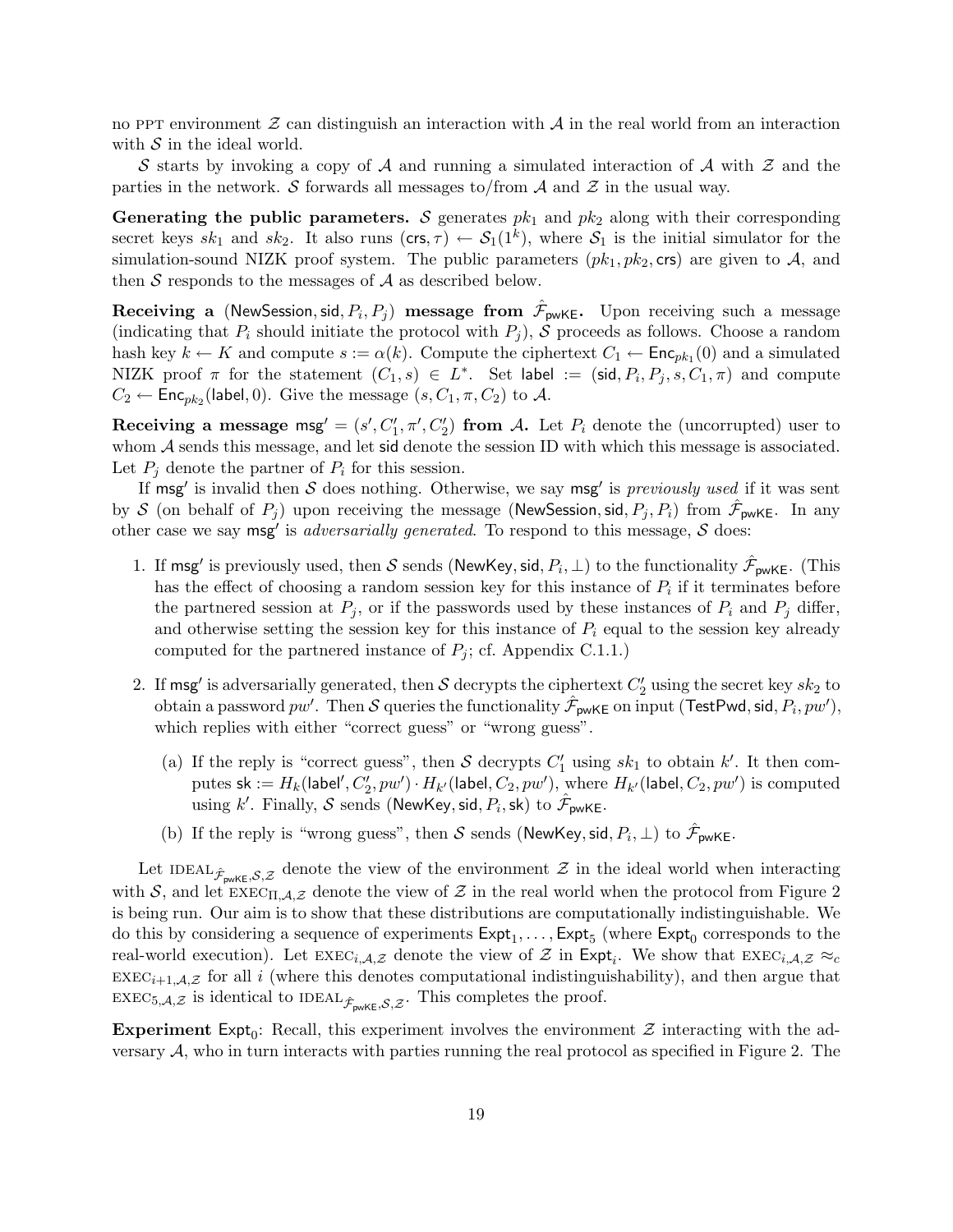no PPT environment $\mathcal{Z}$ can distinguish an interaction with $\mathcal{A}$ in the real world from an interaction with $\mathcal{S}$ in the ideal world.

$\mathcal{S}$ starts by invoking a copy of $\mathcal{A}$ and running a simulated interaction of $\mathcal{A}$ with $\mathcal{Z}$ and the parties in the network. $\mathcal{S}$ forwards all messages to/from $\mathcal{A}$ and $\mathcal{Z}$ in the usual way.

**Generating the public parameters.** $\mathcal{S}$ generates $pk_1$ and $pk_2$ along with their corresponding secret keys $sk_1$ and $sk_2$. It also runs $(\mathsf{crs}, \tau) \leftarrow \mathcal{S}_1(1^k)$, where $\mathcal{S}_1$ is the initial simulator for the simulation-sound NIZK proof system. The public parameters $(pk_1, pk_2, \mathsf{crs})$ are given to $\mathcal{A}$, and then $\mathcal{S}$ responds to the messages of $\mathcal{A}$ as described below.

**Receiving a $(\mathsf{NewSession}, \mathsf{sid}, P_i, P_j)$ message from $\hat{\mathcal{F}}_{\mathsf{pwKE}}$.** Upon receiving such a message (indicating that $P_i$ should initiate the protocol with $P_j$), $\mathcal{S}$ proceeds as follows. Choose a random hash key $k \leftarrow K$ and compute $s := \alpha(k)$. Compute the ciphertext $C_1 \leftarrow \mathsf{Enc}_{pk_1}(0)$ and a simulated NIZK proof $\pi$ for the statement $(C_1, s) \in L^*$. Set $\mathsf{label} := (\mathsf{sid}, P_i, P_j, s, C_1, \pi)$ and compute $C_2 \leftarrow \mathsf{Enc}_{pk_2}(\mathsf{label}, 0)$. Give the message $(s, C_1, \pi, C_2)$ to $\mathcal{A}$.

**Receiving a message $\mathsf{msg}' = (s', C_1', \pi', C_2')$ from $\mathcal{A}$.** Let $P_i$ denote the (uncorrupted) user to whom $\mathcal{A}$ sends this message, and let $\mathsf{sid}$ denote the session ID with which this message is associated. Let $P_j$ denote the partner of $P_i$ for this session.

If $\mathsf{msg}'$ is invalid then $\mathcal{S}$ does nothing. Otherwise, we say $\mathsf{msg}'$ is *previously used* if it was sent by $\mathcal{S}$ (on behalf of $P_j$) upon receiving the message $(\mathsf{NewSession}, \mathsf{sid}, P_j, P_i)$ from $\hat{\mathcal{F}}_{\mathsf{pwKE}}$. In any other case we say $\mathsf{msg}'$ is *adversarially generated*. To respond to this message, $\mathcal{S}$ does:

1. If $\mathsf{msg}'$ is previously used, then $\mathcal{S}$ sends $(\mathsf{NewKey}, \mathsf{sid}, P_i, \perp)$ to the functionality $\hat{\mathcal{F}}_{\mathsf{pwKE}}$. (This has the effect of choosing a random session key for this instance of $P_i$ if it terminates before the partnered session at $P_j$, or if the passwords used by these instances of $P_i$ and $P_j$ differ, and otherwise setting the session key for this instance of $P_i$ equal to the session key already computed for the partnered instance of $P_j$; cf. Appendix C.1.1.)

2. If $\mathsf{msg}'$ is adversarially generated, then $\mathcal{S}$ decrypts the ciphertext $C_2'$ using the secret key $sk_2$ to obtain a password $pw'$. Then $\mathcal{S}$ queries the functionality $\hat{\mathcal{F}}_{\mathsf{pwKE}}$ on input $(\mathsf{TestPwd}, \mathsf{sid}, P_i, pw')$, which replies with either "correct guess" or "wrong guess".

   (a) If the reply is "correct guess", then $\mathcal{S}$ decrypts $C_1'$ using $sk_1$ to obtain $k'$. It then computes $\mathsf{sk} := H_k(\mathsf{label}', C_2', pw') \cdot H_{k'}(\mathsf{label}, C_2, pw')$, where $H_{k'}(\mathsf{label}, C_2, pw')$ is computed using $k'$. Finally, $\mathcal{S}$ sends $(\mathsf{NewKey}, \mathsf{sid}, P_i, \mathsf{sk})$ to $\hat{\mathcal{F}}_{\mathsf{pwKE}}$.

   (b) If the reply is "wrong guess", then $\mathcal{S}$ sends $(\mathsf{NewKey}, \mathsf{sid}, P_i, \perp)$ to $\hat{\mathcal{F}}_{\mathsf{pwKE}}$.

Let $\text{IDEAL}_{\hat{\mathcal{F}}_{\mathsf{pwKE}}, \mathcal{S}, \mathcal{Z}}$ denote the view of the environment $\mathcal{Z}$ in the ideal world when interacting with $\mathcal{S}$, and let $\text{EXEC}_{\Pi, \mathcal{A}, \mathcal{Z}}$ denote the view of $\mathcal{Z}$ in the real world when the protocol from Figure 2 is being run. Our aim is to show that these distributions are computationally indistinguishable. We do this by considering a sequence of experiments $\mathsf{Expt}_1, \ldots, \mathsf{Expt}_5$ (where $\mathsf{Expt}_0$ corresponds to the real-world execution). Let $\text{EXEC}_{i, \mathcal{A}, \mathcal{Z}}$ denote the view of $\mathcal{Z}$ in $\mathsf{Expt}_i$. We show that $\text{EXEC}_{i, \mathcal{A}, \mathcal{Z}} \approx_c \text{EXEC}_{i+1, \mathcal{A}, \mathcal{Z}}$ for all $i$ (where this denotes computational indistinguishability), and then argue that $\text{EXEC}_{5, \mathcal{A}, \mathcal{Z}}$ is identical to $\text{IDEAL}_{\hat{\mathcal{F}}_{\mathsf{pwKE}}, \mathcal{S}, \mathcal{Z}}$. This completes the proof.

**Experiment $\mathsf{Expt}_0$:** Recall, this experiment involves the environment $\mathcal{Z}$ interacting with the adversary $\mathcal{A}$, who in turn interacts with parties running the real protocol as specified in Figure 2. The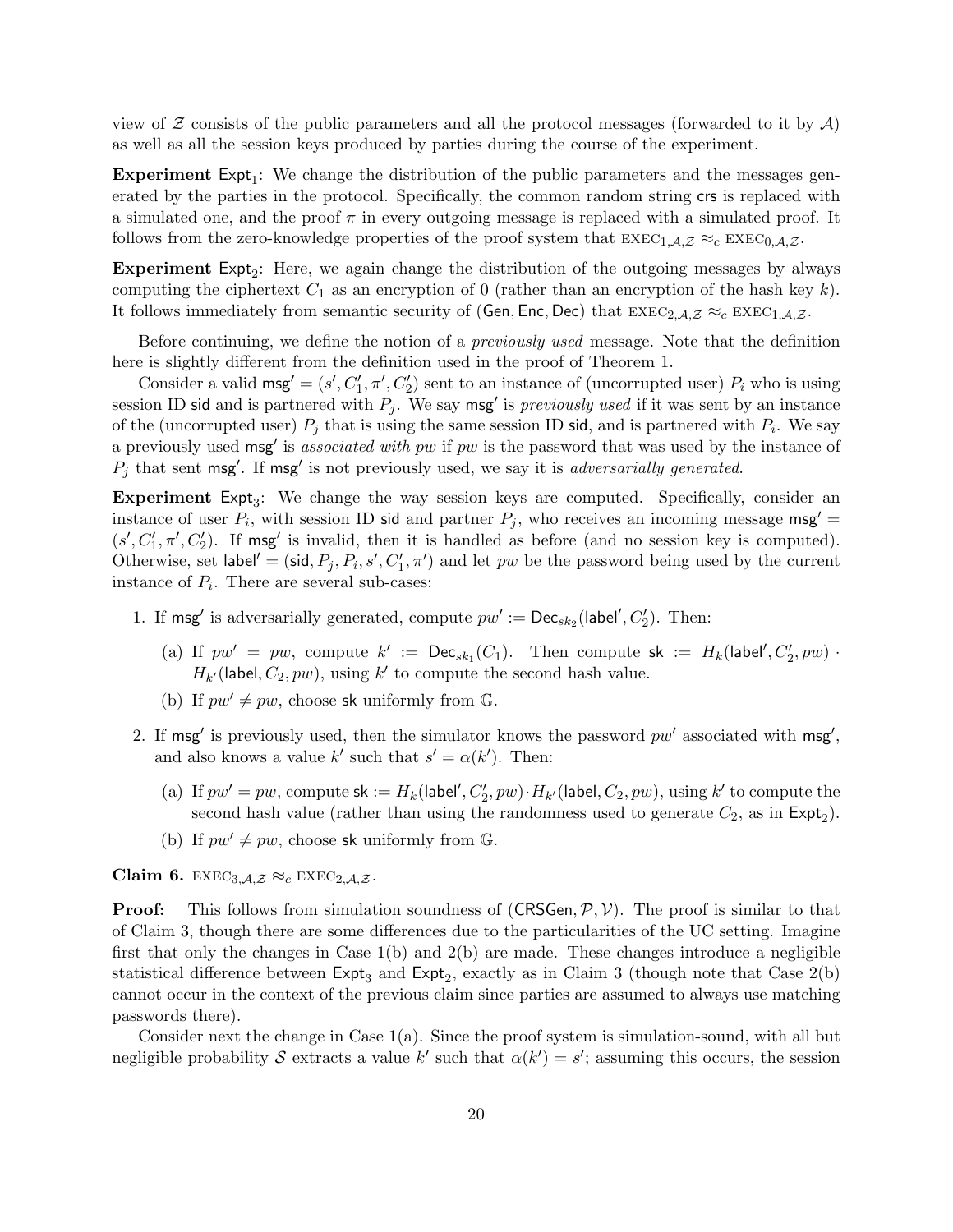view of $\mathcal{Z}$ consists of the public parameters and all the protocol messages (forwarded to it by $\mathcal{A}$) as well as all the session keys produced by parties during the course of the experiment.

**Experiment** $\mathsf{Expt}_1$: We change the distribution of the public parameters and the messages generated by the parties in the protocol. Specifically, the common random string $\mathsf{crs}$ is replaced with a simulated one, and the proof $\pi$ in every outgoing message is replaced with a simulated proof. It follows from the zero-knowledge properties of the proof system that $\textsc{exec}_{1,\mathcal{A},\mathcal{Z}} \approx_c \textsc{exec}_{0,\mathcal{A},\mathcal{Z}}$.

**Experiment** $\mathsf{Expt}_2$: Here, we again change the distribution of the outgoing messages by always computing the ciphertext $C_1$ as an encryption of 0 (rather than an encryption of the hash key $k$). It follows immediately from semantic security of $(\mathsf{Gen}, \mathsf{Enc}, \mathsf{Dec})$ that $\textsc{exec}_{2,\mathcal{A},\mathcal{Z}} \approx_c \textsc{exec}_{1,\mathcal{A},\mathcal{Z}}$.

Before continuing, we define the notion of a *previously used* message. Note that the definition here is slightly different from the definition used in the proof of Theorem 1.

Consider a valid $\mathsf{msg}' = (s', C_1', \pi', C_2')$ sent to an instance of (uncorrupted user) $P_i$ who is using session ID $\mathsf{sid}$ and is partnered with $P_j$. We say $\mathsf{msg}'$ is *previously used* if it was sent by an instance of the (uncorrupted user) $P_j$ that is using the same session ID $\mathsf{sid}$, and is partnered with $P_i$. We say a previously used $\mathsf{msg}'$ is *associated with* $pw$ if $pw$ is the password that was used by the instance of $P_j$ that sent $\mathsf{msg}'$. If $\mathsf{msg}'$ is not previously used, we say it is *adversarially generated*.

**Experiment** $\mathsf{Expt}_3$: We change the way session keys are computed. Specifically, consider an instance of user $P_i$, with session ID $\mathsf{sid}$ and partner $P_j$, who receives an incoming message $\mathsf{msg}' = (s', C_1', \pi', C_2')$. If $\mathsf{msg}'$ is invalid, then it is handled as before (and no session key is computed). Otherwise, set $\mathsf{label}' = (\mathsf{sid}, P_j, P_i, s', C_1', \pi')$ and let $pw$ be the password being used by the current instance of $P_i$. There are several sub-cases:

1. If $\mathsf{msg}'$ is adversarially generated, compute $pw' := \mathsf{Dec}_{sk_2}(\mathsf{label}', C_2')$. Then:
   (a) If $pw' = pw$, compute $k' := \mathsf{Dec}_{sk_1}(C_1)$. Then compute $\mathsf{sk} := H_k(\mathsf{label}', C_2', pw) \cdot H_{k'}(\mathsf{label}, C_2, pw)$, using $k'$ to compute the second hash value.
   (b) If $pw' \neq pw$, choose $\mathsf{sk}$ uniformly from $\mathbb{G}$.
2. If $\mathsf{msg}'$ is previously used, then the simulator knows the password $pw'$ associated with $\mathsf{msg}'$, and also knows a value $k'$ such that $s' = \alpha(k')$. Then:
   (a) If $pw' = pw$, compute $\mathsf{sk} := H_k(\mathsf{label}', C_2', pw) \cdot H_{k'}(\mathsf{label}, C_2, pw)$, using $k'$ to compute the second hash value (rather than using the randomness used to generate $C_2$, as in $\mathsf{Expt}_2$).
   (b) If $pw' \neq pw$, choose $\mathsf{sk}$ uniformly from $\mathbb{G}$.

**Claim 6.** $\textsc{exec}_{3,\mathcal{A},\mathcal{Z}} \approx_c \textsc{exec}_{2,\mathcal{A},\mathcal{Z}}$.

**Proof:** This follows from simulation soundness of $(\mathsf{CRSGen}, \mathcal{P}, \mathcal{V})$. The proof is similar to that of Claim 3, though there are some differences due to the particularities of the UC setting. Imagine first that only the changes in Case 1(b) and 2(b) are made. These changes introduce a negligible statistical difference between $\mathsf{Expt}_3$ and $\mathsf{Expt}_2$, exactly as in Claim 3 (though note that Case 2(b) cannot occur in the context of the previous claim since parties are assumed to always use matching passwords there).

Consider next the change in Case 1(a). Since the proof system is simulation-sound, with all but negligible probability $\mathcal{S}$ extracts a value $k'$ such that $\alpha(k') = s'$; assuming this occurs, the session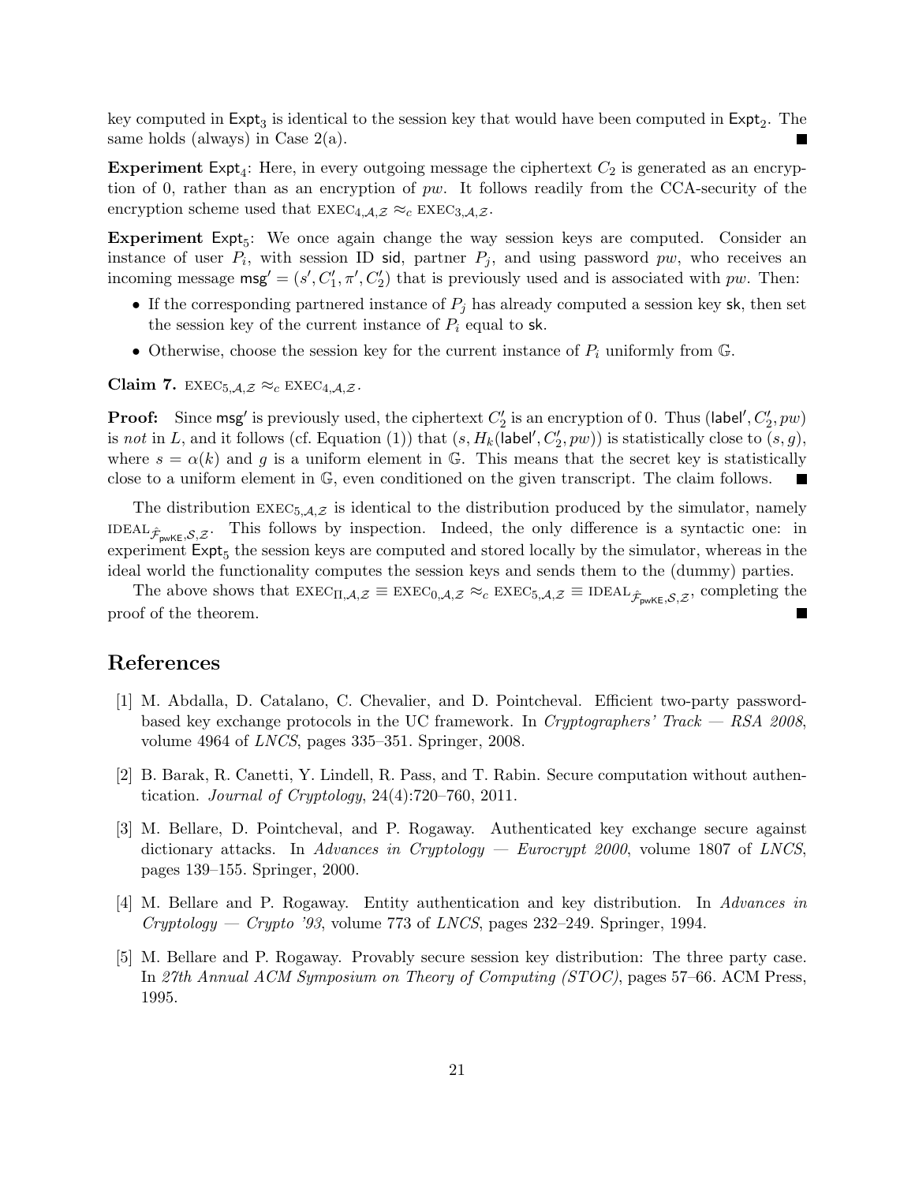key computed in $\mathsf{Expt}_3$ is identical to the session key that would have been computed in $\mathsf{Expt}_2$. The same holds (always) in Case 2(a). ■

**Experiment** $\mathsf{Expt}_4$: Here, in every outgoing message the ciphertext $C_2$ is generated as an encryption of 0, rather than as an encryption of $pw$. It follows readily from the CCA-security of the encryption scheme used that $\text{EXEC}_{4,\mathcal{A},\mathcal{Z}} \approx_c \text{EXEC}_{3,\mathcal{A},\mathcal{Z}}$.

**Experiment** $\mathsf{Expt}_5$: We once again change the way session keys are computed. Consider an instance of user $P_i$, with session ID $\mathsf{sid}$, partner $P_j$, and using password $pw$, who receives an incoming message $\mathsf{msg}' = (s', C_1', \pi', C_2')$ that is previously used and is associated with $pw$. Then:

- If the corresponding partnered instance of $P_j$ has already computed a session key $\mathsf{sk}$, then set the session key of the current instance of $P_i$ equal to $\mathsf{sk}$.
- Otherwise, choose the session key for the current instance of $P_i$ uniformly from $\mathbb{G}$.

**Claim 7.** $\text{EXEC}_{5,\mathcal{A},\mathcal{Z}} \approx_c \text{EXEC}_{4,\mathcal{A},\mathcal{Z}}$.

**Proof:** Since $\mathsf{msg}'$ is previously used, the ciphertext $C_2'$ is an encryption of 0. Thus $(\mathsf{label}', C_2', pw)$ is *not* in $L$, and it follows (cf. Equation (1)) that $(s, H_k(\mathsf{label}', C_2', pw))$ is statistically close to $(s, g)$, where $s = \alpha(k)$ and $g$ is a uniform element in $\mathbb{G}$. This means that the secret key is statistically close to a uniform element in $\mathbb{G}$, even conditioned on the given transcript. The claim follows. ■

The distribution $\text{EXEC}_{5,\mathcal{A},\mathcal{Z}}$ is identical to the distribution produced by the simulator, namely $\text{IDEAL}_{\hat{\mathcal{F}}_{\mathsf{pwKE}},\mathcal{S},\mathcal{Z}}$. This follows by inspection. Indeed, the only difference is a syntactic one: in experiment $\mathsf{Expt}_5$ the session keys are computed and stored locally by the simulator, whereas in the ideal world the functionality computes the session keys and sends them to the (dummy) parties.

The above shows that $\text{EXEC}_{\Pi,\mathcal{A},\mathcal{Z}} \equiv \text{EXEC}_{0,\mathcal{A},\mathcal{Z}} \approx_c \text{EXEC}_{5,\mathcal{A},\mathcal{Z}} \equiv \text{IDEAL}_{\hat{\mathcal{F}}_{\mathsf{pwKE}},\mathcal{S},\mathcal{Z}}$, completing the proof of the theorem. ■

# References

[1] M. Abdalla, D. Catalano, C. Chevalier, and D. Pointcheval. Efficient two-party password-based key exchange protocols in the UC framework. In *Cryptographers' Track — RSA 2008*, volume 4964 of *LNCS*, pages 335–351. Springer, 2008.

[2] B. Barak, R. Canetti, Y. Lindell, R. Pass, and T. Rabin. Secure computation without authentication. *Journal of Cryptology*, 24(4):720–760, 2011.

[3] M. Bellare, D. Pointcheval, and P. Rogaway. Authenticated key exchange secure against dictionary attacks. In *Advances in Cryptology — Eurocrypt 2000*, volume 1807 of *LNCS*, pages 139–155. Springer, 2000.

[4] M. Bellare and P. Rogaway. Entity authentication and key distribution. In *Advances in Cryptology — Crypto '93*, volume 773 of *LNCS*, pages 232–249. Springer, 1994.

[5] M. Bellare and P. Rogaway. Provably secure session key distribution: The three party case. In *27th Annual ACM Symposium on Theory of Computing (STOC)*, pages 57–66. ACM Press, 1995.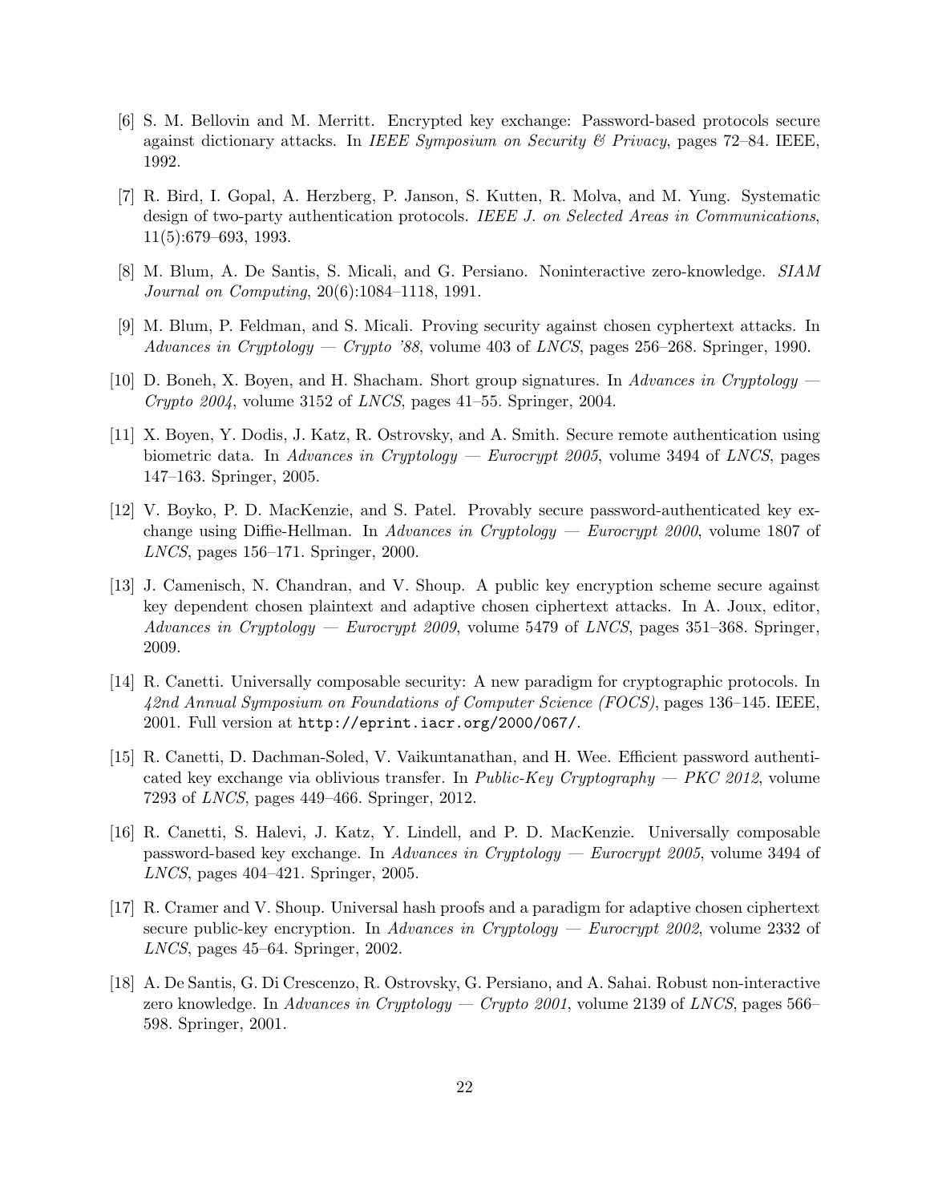[6] S. M. Bellovin and M. Merritt. Encrypted key exchange: Password-based protocols secure against dictionary attacks. In *IEEE Symposium on Security & Privacy*, pages 72–84. IEEE, 1992.

[7] R. Bird, I. Gopal, A. Herzberg, P. Janson, S. Kutten, R. Molva, and M. Yung. Systematic design of two-party authentication protocols. *IEEE J. on Selected Areas in Communications*, 11(5):679–693, 1993.

[8] M. Blum, A. De Santis, S. Micali, and G. Persiano. Noninteractive zero-knowledge. *SIAM Journal on Computing*, 20(6):1084–1118, 1991.

[9] M. Blum, P. Feldman, and S. Micali. Proving security against chosen cyphertext attacks. In *Advances in Cryptology — Crypto '88*, volume 403 of *LNCS*, pages 256–268. Springer, 1990.

[10] D. Boneh, X. Boyen, and H. Shacham. Short group signatures. In *Advances in Cryptology — Crypto 2004*, volume 3152 of *LNCS*, pages 41–55. Springer, 2004.

[11] X. Boyen, Y. Dodis, J. Katz, R. Ostrovsky, and A. Smith. Secure remote authentication using biometric data. In *Advances in Cryptology — Eurocrypt 2005*, volume 3494 of *LNCS*, pages 147–163. Springer, 2005.

[12] V. Boyko, P. D. MacKenzie, and S. Patel. Provably secure password-authenticated key exchange using Diffie-Hellman. In *Advances in Cryptology — Eurocrypt 2000*, volume 1807 of *LNCS*, pages 156–171. Springer, 2000.

[13] J. Camenisch, N. Chandran, and V. Shoup. A public key encryption scheme secure against key dependent chosen plaintext and adaptive chosen ciphertext attacks. In A. Joux, editor, *Advances in Cryptology — Eurocrypt 2009*, volume 5479 of *LNCS*, pages 351–368. Springer, 2009.

[14] R. Canetti. Universally composable security: A new paradigm for cryptographic protocols. In *42nd Annual Symposium on Foundations of Computer Science (FOCS)*, pages 136–145. IEEE, 2001. Full version at `http://eprint.iacr.org/2000/067/`.

[15] R. Canetti, D. Dachman-Soled, V. Vaikuntanathan, and H. Wee. Efficient password authenticated key exchange via oblivious transfer. In *Public-Key Cryptography — PKC 2012*, volume 7293 of *LNCS*, pages 449–466. Springer, 2012.

[16] R. Canetti, S. Halevi, J. Katz, Y. Lindell, and P. D. MacKenzie. Universally composable password-based key exchange. In *Advances in Cryptology — Eurocrypt 2005*, volume 3494 of *LNCS*, pages 404–421. Springer, 2005.

[17] R. Cramer and V. Shoup. Universal hash proofs and a paradigm for adaptive chosen ciphertext secure public-key encryption. In *Advances in Cryptology — Eurocrypt 2002*, volume 2332 of *LNCS*, pages 45–64. Springer, 2002.

[18] A. De Santis, G. Di Crescenzo, R. Ostrovsky, G. Persiano, and A. Sahai. Robust non-interactive zero knowledge. In *Advances in Cryptology — Crypto 2001*, volume 2139 of *LNCS*, pages 566–598. Springer, 2001.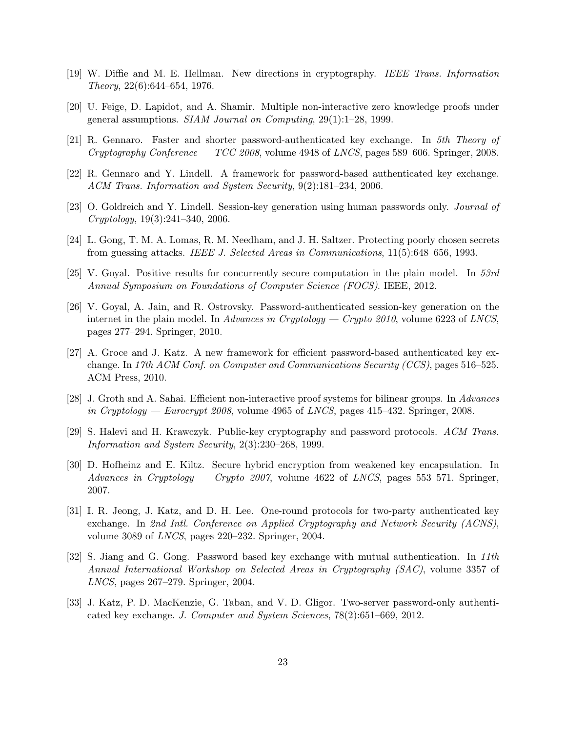[19] W. Diffie and M. E. Hellman. New directions in cryptography. *IEEE Trans. Information Theory*, 22(6):644–654, 1976.

[20] U. Feige, D. Lapidot, and A. Shamir. Multiple non-interactive zero knowledge proofs under general assumptions. *SIAM Journal on Computing*, 29(1):1–28, 1999.

[21] R. Gennaro. Faster and shorter password-authenticated key exchange. In *5th Theory of Cryptography Conference — TCC 2008*, volume 4948 of *LNCS*, pages 589–606. Springer, 2008.

[22] R. Gennaro and Y. Lindell. A framework for password-based authenticated key exchange. *ACM Trans. Information and System Security*, 9(2):181–234, 2006.

[23] O. Goldreich and Y. Lindell. Session-key generation using human passwords only. *Journal of Cryptology*, 19(3):241–340, 2006.

[24] L. Gong, T. M. A. Lomas, R. M. Needham, and J. H. Saltzer. Protecting poorly chosen secrets from guessing attacks. *IEEE J. Selected Areas in Communications*, 11(5):648–656, 1993.

[25] V. Goyal. Positive results for concurrently secure computation in the plain model. In *53rd Annual Symposium on Foundations of Computer Science (FOCS)*. IEEE, 2012.

[26] V. Goyal, A. Jain, and R. Ostrovsky. Password-authenticated session-key generation on the internet in the plain model. In *Advances in Cryptology — Crypto 2010*, volume 6223 of *LNCS*, pages 277–294. Springer, 2010.

[27] A. Groce and J. Katz. A new framework for efficient password-based authenticated key exchange. In *17th ACM Conf. on Computer and Communications Security (CCS)*, pages 516–525. ACM Press, 2010.

[28] J. Groth and A. Sahai. Efficient non-interactive proof systems for bilinear groups. In *Advances in Cryptology — Eurocrypt 2008*, volume 4965 of *LNCS*, pages 415–432. Springer, 2008.

[29] S. Halevi and H. Krawczyk. Public-key cryptography and password protocols. *ACM Trans. Information and System Security*, 2(3):230–268, 1999.

[30] D. Hofheinz and E. Kiltz. Secure hybrid encryption from weakened key encapsulation. In *Advances in Cryptology — Crypto 2007*, volume 4622 of *LNCS*, pages 553–571. Springer, 2007.

[31] I. R. Jeong, J. Katz, and D. H. Lee. One-round protocols for two-party authenticated key exchange. In *2nd Intl. Conference on Applied Cryptography and Network Security (ACNS)*, volume 3089 of *LNCS*, pages 220–232. Springer, 2004.

[32] S. Jiang and G. Gong. Password based key exchange with mutual authentication. In *11th Annual International Workshop on Selected Areas in Cryptography (SAC)*, volume 3357 of *LNCS*, pages 267–279. Springer, 2004.

[33] J. Katz, P. D. MacKenzie, G. Taban, and V. D. Gligor. Two-server password-only authenticated key exchange. *J. Computer and System Sciences*, 78(2):651–669, 2012.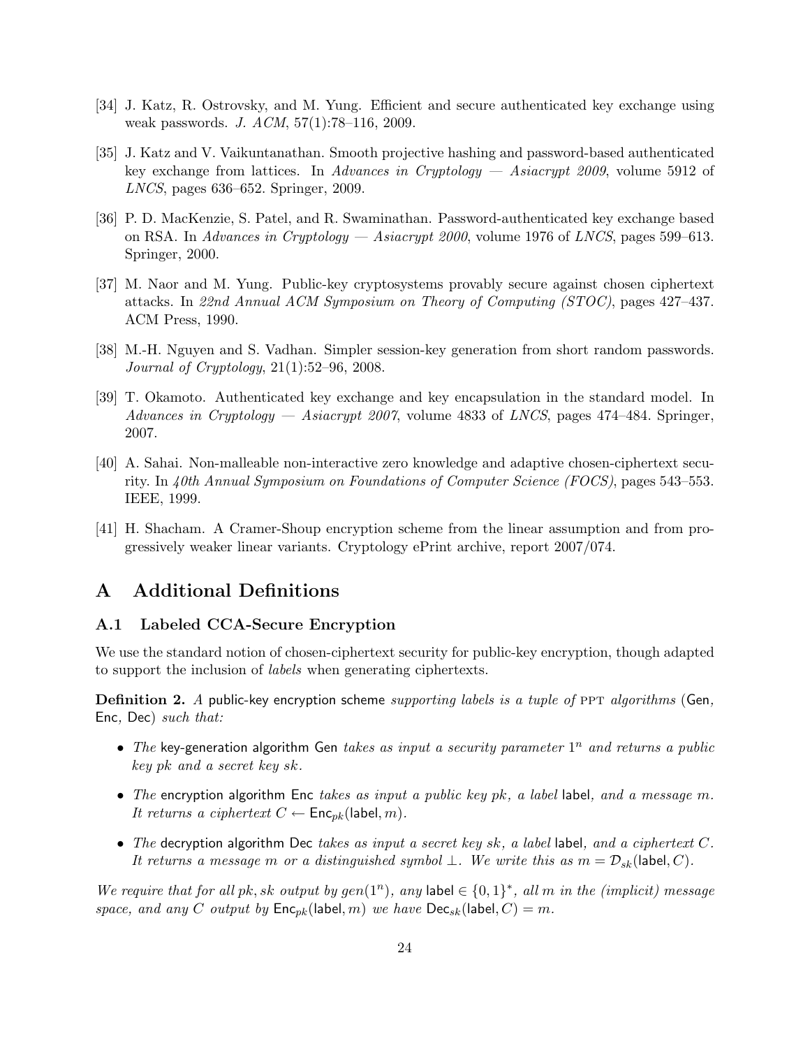[34] J. Katz, R. Ostrovsky, and M. Yung. Efficient and secure authenticated key exchange using weak passwords. *J. ACM*, 57(1):78–116, 2009.

[35] J. Katz and V. Vaikuntanathan. Smooth projective hashing and password-based authenticated key exchange from lattices. In *Advances in Cryptology — Asiacrypt 2009*, volume 5912 of *LNCS*, pages 636–652. Springer, 2009.

[36] P. D. MacKenzie, S. Patel, and R. Swaminathan. Password-authenticated key exchange based on RSA. In *Advances in Cryptology — Asiacrypt 2000*, volume 1976 of *LNCS*, pages 599–613. Springer, 2000.

[37] M. Naor and M. Yung. Public-key cryptosystems provably secure against chosen ciphertext attacks. In *22nd Annual ACM Symposium on Theory of Computing (STOC)*, pages 427–437. ACM Press, 1990.

[38] M.-H. Nguyen and S. Vadhan. Simpler session-key generation from short random passwords. *Journal of Cryptology*, 21(1):52–96, 2008.

[39] T. Okamoto. Authenticated key exchange and key encapsulation in the standard model. In *Advances in Cryptology — Asiacrypt 2007*, volume 4833 of *LNCS*, pages 474–484. Springer, 2007.

[40] A. Sahai. Non-malleable non-interactive zero knowledge and adaptive chosen-ciphertext security. In *40th Annual Symposium on Foundations of Computer Science (FOCS)*, pages 543–553. IEEE, 1999.

[41] H. Shacham. A Cramer-Shoup encryption scheme from the linear assumption and from progressively weaker linear variants. Cryptology ePrint archive, report 2007/074.

# A Additional Definitions

## A.1 Labeled CCA-Secure Encryption

We use the standard notion of chosen-ciphertext security for public-key encryption, though adapted to support the inclusion of *labels* when generating ciphertexts.

**Definition 2.** *A* public-key encryption scheme *supporting labels is a tuple of* PPT *algorithms* ($\mathsf{Gen}$, $\mathsf{Enc}$, $\mathsf{Dec}$) *such that:*

- *The* key-generation algorithm $\mathsf{Gen}$ *takes as input a security parameter* $1^n$ *and returns a public key* $pk$ *and a secret key* $sk$*.*
- *The* encryption algorithm $\mathsf{Enc}$ *takes as input a public key* $pk$*, a label* $\mathsf{label}$*, and a message* $m$*. It returns a ciphertext* $C \leftarrow \mathsf{Enc}_{pk}(\mathsf{label}, m)$*.*
- *The* decryption algorithm $\mathsf{Dec}$ *takes as input a secret key* $sk$*, a label* $\mathsf{label}$*, and a ciphertext* $C$*. It returns a message* $m$ *or a distinguished symbol* $\perp$*. We write this as* $m = \mathcal{D}_{sk}(\mathsf{label}, C)$*.*

*We require that for all* $pk, sk$ *output by* $gen(1^n)$*, any* $\mathsf{label} \in \{0,1\}^*$*, all* $m$ *in the (implicit) message space, and any* $C$ *output by* $\mathsf{Enc}_{pk}(\mathsf{label}, m)$ *we have* $\mathsf{Dec}_{sk}(\mathsf{label}, C) = m$*.*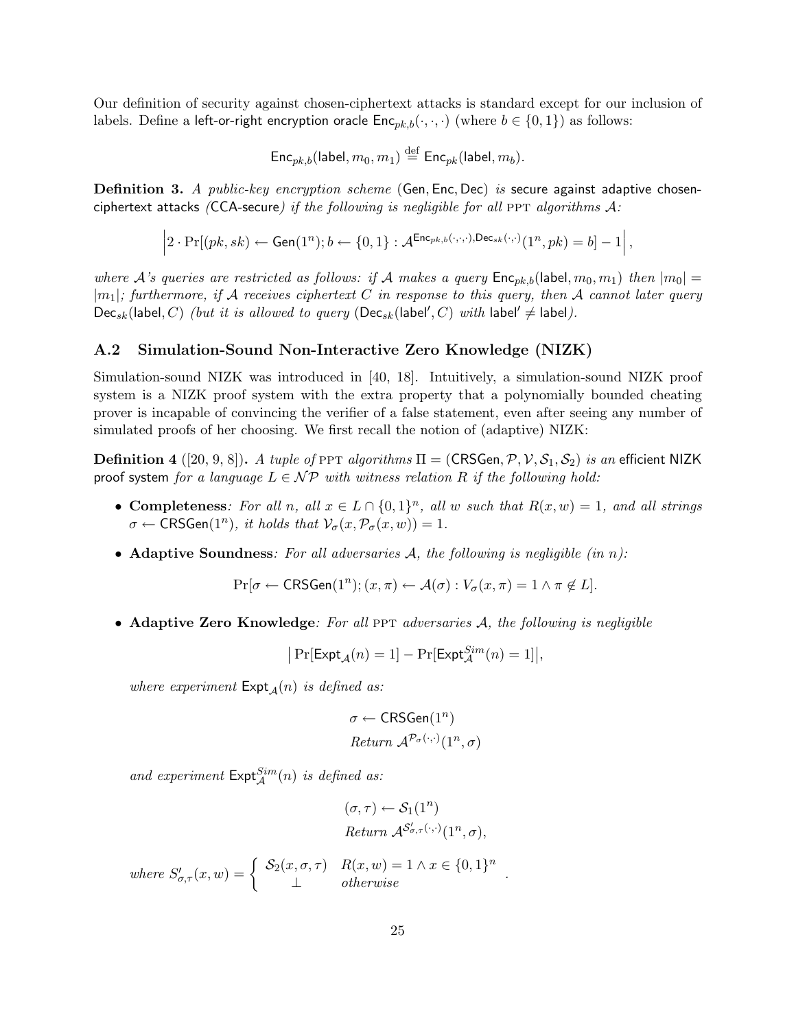Our definition of security against chosen-ciphertext attacks is standard except for our inclusion of labels. Define a left-or-right encryption oracle $\mathsf{Enc}_{pk,b}(\cdot,\cdot,\cdot)$ (where $b \in \{0,1\}$) as follows:

$$\mathsf{Enc}_{pk,b}(\mathsf{label}, m_0, m_1) \stackrel{\text{def}}{=} \mathsf{Enc}_{pk}(\mathsf{label}, m_b).$$

**Definition 3.** *A public-key encryption scheme* $(\mathsf{Gen}, \mathsf{Enc}, \mathsf{Dec})$ *is* secure against adaptive chosen-ciphertext attacks *(*CCA-secure*) if the following is negligible for all* PPT *algorithms* $\mathcal{A}$*:*

$$\left| 2 \cdot \Pr[(pk, sk) \leftarrow \mathsf{Gen}(1^n); b \leftarrow \{0,1\} : \mathcal{A}^{\mathsf{Enc}_{pk,b}(\cdot,\cdot,\cdot),\mathsf{Dec}_{sk}(\cdot,\cdot)}(1^n, pk) = b] - 1 \right|,$$

*where* $\mathcal{A}$*'s queries are restricted as follows: if* $\mathcal{A}$ *makes a query* $\mathsf{Enc}_{pk,b}(\mathsf{label}, m_0, m_1)$ *then* $|m_0| = |m_1|$*; furthermore, if* $\mathcal{A}$ *receives ciphertext* $C$ *in response to this query, then* $\mathcal{A}$ *cannot later query* $\mathsf{Dec}_{sk}(\mathsf{label}, C)$ *(but it is allowed to query* $(\mathsf{Dec}_{sk}(\mathsf{label}', C)$ *with* $\mathsf{label}' \neq \mathsf{label}$*).*

### A.2 Simulation-Sound Non-Interactive Zero Knowledge (NIZK)

Simulation-sound NIZK was introduced in [40, 18]. Intuitively, a simulation-sound NIZK proof system is a NIZK proof system with the extra property that a polynomially bounded cheating prover is incapable of convincing the verifier of a false statement, even after seeing any number of simulated proofs of her choosing. We first recall the notion of (adaptive) NIZK:

**Definition 4** ([20, 9, 8])**.** *A tuple of* PPT *algorithms* $\Pi = (\mathsf{CRSGen}, \mathcal{P}, \mathcal{V}, \mathcal{S}_1, \mathcal{S}_2)$ *is an* efficient NIZK proof system *for a language* $L \in \mathcal{NP}$ *with witness relation* $R$ *if the following hold:*

- **Completeness***: For all* $n$*, all* $x \in L \cap \{0,1\}^n$*, all* $w$ *such that* $R(x, w) = 1$*, and all strings* $\sigma \leftarrow \mathsf{CRSGen}(1^n)$*, it holds that* $\mathcal{V}_\sigma(x, \mathcal{P}_\sigma(x, w)) = 1$*.*

- **Adaptive Soundness***: For all adversaries* $\mathcal{A}$*, the following is negligible (in* $n$*):*

$$\Pr[\sigma \leftarrow \mathsf{CRSGen}(1^n); (x, \pi) \leftarrow \mathcal{A}(\sigma) : V_\sigma(x, \pi) = 1 \wedge \pi \notin L].$$

- **Adaptive Zero Knowledge***: For all* PPT *adversaries* $\mathcal{A}$*, the following is negligible*

$$\left| \Pr[\mathsf{Expt}_{\mathcal{A}}(n) = 1] - \Pr[\mathsf{Expt}^{Sim}_{\mathcal{A}}(n) = 1] \right|,$$

*where experiment* $\mathsf{Expt}_{\mathcal{A}}(n)$ *is defined as:*

$$\begin{aligned} &\sigma \leftarrow \mathsf{CRSGen}(1^n) \\ &\textit{Return } \mathcal{A}^{\mathcal{P}_\sigma(\cdot,\cdot)}(1^n, \sigma) \end{aligned}$$

*and experiment* $\mathsf{Expt}^{Sim}_{\mathcal{A}}(n)$ *is defined as:*

$$\begin{aligned} &(\sigma, \tau) \leftarrow \mathcal{S}_1(1^n) \\ &\textit{Return } \mathcal{A}^{\mathcal{S}'_{\sigma,\tau}(\cdot,\cdot)}(1^n, \sigma), \end{aligned}$$

*where* $S'_{\sigma,\tau}(x, w) = \begin{cases} \mathcal{S}_2(x, \sigma, \tau) & R(x, w) = 1 \wedge x \in \{0,1\}^n \\ \perp & \textit{otherwise} \end{cases}$.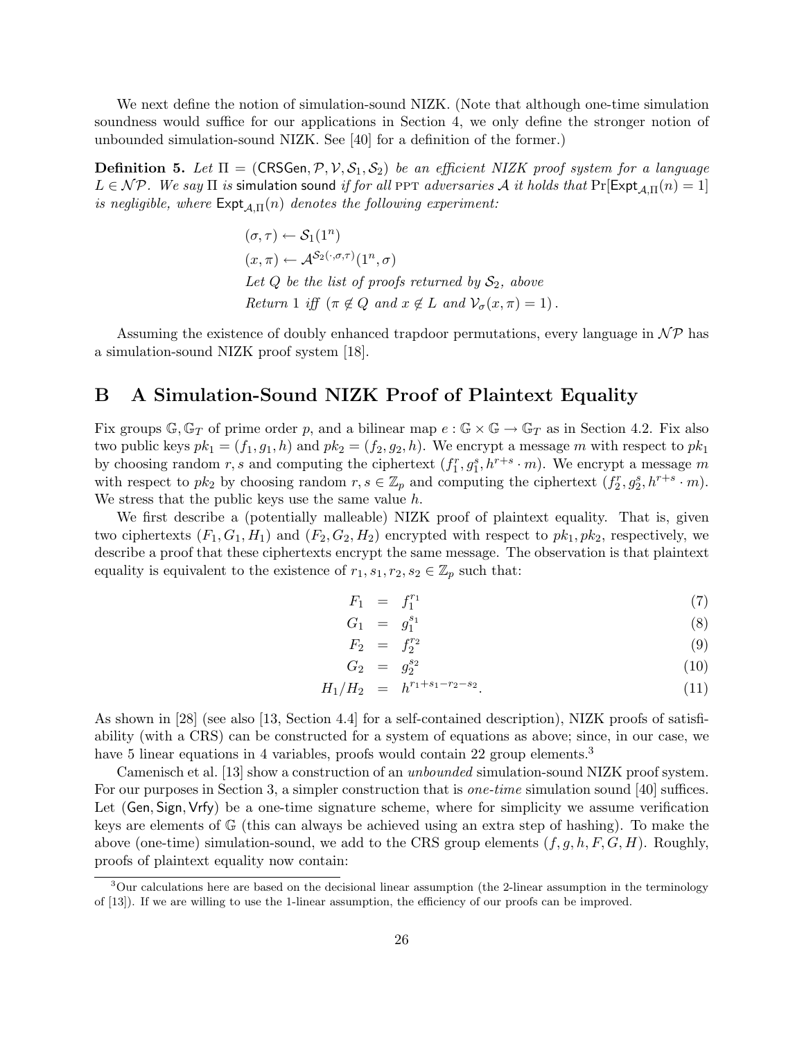We next define the notion of simulation-sound NIZK. (Note that although one-time simulation soundness would suffice for our applications in Section 4, we only define the stronger notion of unbounded simulation-sound NIZK. See [40] for a definition of the former.)

**Definition 5.** *Let $\Pi = (\mathsf{CRSGen}, \mathcal{P}, \mathcal{V}, \mathcal{S}_1, \mathcal{S}_2)$ be an efficient NIZK proof system for a language $L \in \mathcal{NP}$. We say $\Pi$ is* simulation sound *if for all* PPT *adversaries $\mathcal{A}$ it holds that $\Pr[\mathsf{Expt}_{\mathcal{A},\Pi}(n) = 1]$ is negligible, where $\mathsf{Expt}_{\mathcal{A},\Pi}(n)$ denotes the following experiment:*

$$
\begin{aligned}
&(\sigma, \tau) \leftarrow \mathcal{S}_1(1^n) \\
&(x, \pi) \leftarrow \mathcal{A}^{\mathcal{S}_2(\cdot, \sigma, \tau)}(1^n, \sigma) \\
&\textit{Let } Q \textit{ be the list of proofs returned by } \mathcal{S}_2, \textit{ above} \\
&\textit{Return 1 iff } (\pi \notin Q \textit{ and } x \notin L \textit{ and } \mathcal{V}_\sigma(x, \pi) = 1).
\end{aligned}
$$

Assuming the existence of doubly enhanced trapdoor permutations, every language in $\mathcal{NP}$ has a simulation-sound NIZK proof system [18].

## B A Simulation-Sound NIZK Proof of Plaintext Equality

Fix groups $\mathbb{G}, \mathbb{G}_T$ of prime order $p$, and a bilinear map $e : \mathbb{G} \times \mathbb{G} \rightarrow \mathbb{G}_T$ as in Section 4.2. Fix also two public keys $pk_1 = (f_1, g_1, h)$ and $pk_2 = (f_2, g_2, h)$. We encrypt a message $m$ with respect to $pk_1$ by choosing random $r, s$ and computing the ciphertext $(f_1^r, g_1^s, h^{r+s} \cdot m)$. We encrypt a message $m$ with respect to $pk_2$ by choosing random $r, s \in \mathbb{Z}_p$ and computing the ciphertext $(f_2^r, g_2^s, h^{r+s} \cdot m)$. We stress that the public keys use the same value $h$.

We first describe a (potentially malleable) NIZK proof of plaintext equality. That is, given two ciphertexts $(F_1, G_1, H_1)$ and $(F_2, G_2, H_2)$ encrypted with respect to $pk_1, pk_2$, respectively, we describe a proof that these ciphertexts encrypt the same message. The observation is that plaintext equality is equivalent to the existence of $r_1, s_1, r_2, s_2 \in \mathbb{Z}_p$ such that:

$$F_1 = f_1^{r_1} \tag{7}$$

$$G_1 = g_1^{s_1} \tag{8}$$

$$F_2 = f_2^{r_2} \tag{9}$$

$$G_2 = g_2^{s_2} \tag{10}$$

$$H_1/H_2 = h^{r_1+s_1-r_2-s_2}. \tag{11}$$

As shown in [28] (see also [13, Section 4.4] for a self-contained description), NIZK proofs of satisfiability (with a CRS) can be constructed for a system of equations as above; since, in our case, we have 5 linear equations in 4 variables, proofs would contain 22 group elements.[3]

Camenisch et al. [13] show a construction of an *unbounded* simulation-sound NIZK proof system. For our purposes in Section 3, a simpler construction that is *one-time* simulation sound [40] suffices. Let $(\mathsf{Gen}, \mathsf{Sign}, \mathsf{Vrfy})$ be a one-time signature scheme, where for simplicity we assume verification keys are elements of $\mathbb{G}$ (this can always be achieved using an extra step of hashing). To make the above (one-time) simulation-sound, we add to the CRS group elements $(f, g, h, F, G, H)$. Roughly, proofs of plaintext equality now contain:

[3] Our calculations here are based on the decisional linear assumption (the 2-linear assumption in the terminology of [13]). If we are willing to use the 1-linear assumption, the efficiency of our proofs can be improved.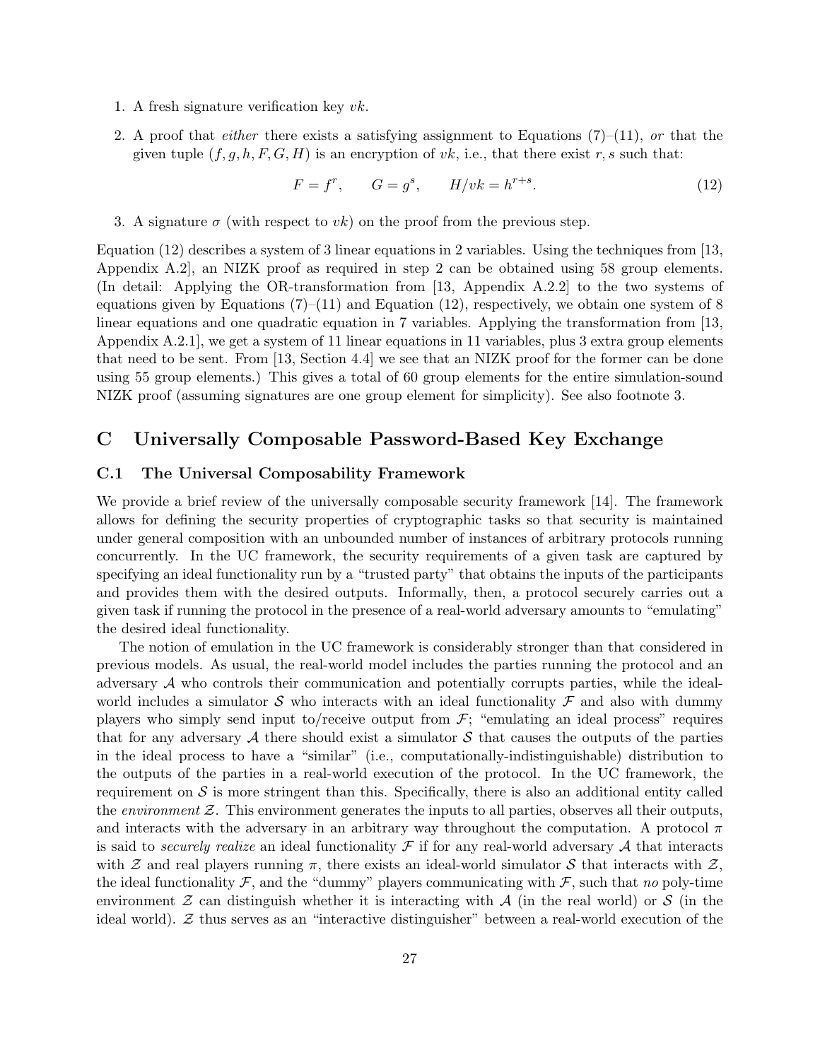1. A fresh signature verification key $vk$.
2. A proof that *either* there exists a satisfying assignment to Equations (7)–(11), *or* that the given tuple $(f, g, h, F, G, H)$ is an encryption of $vk$, i.e., that there exist $r, s$ such that:

$$F = f^r, \qquad G = g^s, \qquad H/vk = h^{r+s}. \tag{12}$$

3. A signature $\sigma$ (with respect to $vk$) on the proof from the previous step.

Equation (12) describes a system of 3 linear equations in 2 variables. Using the techniques from [13, Appendix A.2], an NIZK proof as required in step 2 can be obtained using 58 group elements. (In detail: Applying the OR-transformation from [13, Appendix A.2.2] to the two systems of equations given by Equations (7)–(11) and Equation (12), respectively, we obtain one system of 8 linear equations and one quadratic equation in 7 variables. Applying the transformation from [13, Appendix A.2.1], we get a system of 11 linear equations in 11 variables, plus 3 extra group elements that need to be sent. From [13, Section 4.4] we see that an NIZK proof for the former can be done using 55 group elements.) This gives a total of 60 group elements for the entire simulation-sound NIZK proof (assuming signatures are one group element for simplicity). See also footnote 3.

# C Universally Composable Password-Based Key Exchange

## C.1 The Universal Composability Framework

We provide a brief review of the universally composable security framework [14]. The framework allows for defining the security properties of cryptographic tasks so that security is maintained under general composition with an unbounded number of instances of arbitrary protocols running concurrently. In the UC framework, the security requirements of a given task are captured by specifying an ideal functionality run by a "trusted party" that obtains the inputs of the participants and provides them with the desired outputs. Informally, then, a protocol securely carries out a given task if running the protocol in the presence of a real-world adversary amounts to "emulating" the desired ideal functionality.

The notion of emulation in the UC framework is considerably stronger than that considered in previous models. As usual, the real-world model includes the parties running the protocol and an adversary $\mathcal{A}$ who controls their communication and potentially corrupts parties, while the ideal-world includes a simulator $\mathcal{S}$ who interacts with an ideal functionality $\mathcal{F}$ and also with dummy players who simply send input to/receive output from $\mathcal{F}$; "emulating an ideal process" requires that for any adversary $\mathcal{A}$ there should exist a simulator $\mathcal{S}$ that causes the outputs of the parties in the ideal process to have a "similar" (i.e., computationally-indistinguishable) distribution to the outputs of the parties in a real-world execution of the protocol. In the UC framework, the requirement on $\mathcal{S}$ is more stringent than this. Specifically, there is also an additional entity called the *environment* $\mathcal{Z}$. This environment generates the inputs to all parties, observes all their outputs, and interacts with the adversary in an arbitrary way throughout the computation. A protocol $\pi$ is said to *securely realize* an ideal functionality $\mathcal{F}$ if for any real-world adversary $\mathcal{A}$ that interacts with $\mathcal{Z}$ and real players running $\pi$, there exists an ideal-world simulator $\mathcal{S}$ that interacts with $\mathcal{Z}$, the ideal functionality $\mathcal{F}$, and the "dummy" players communicating with $\mathcal{F}$, such that *no* poly-time environment $\mathcal{Z}$ can distinguish whether it is interacting with $\mathcal{A}$ (in the real world) or $\mathcal{S}$ (in the ideal world). $\mathcal{Z}$ thus serves as an "interactive distinguisher" between a real-world execution of the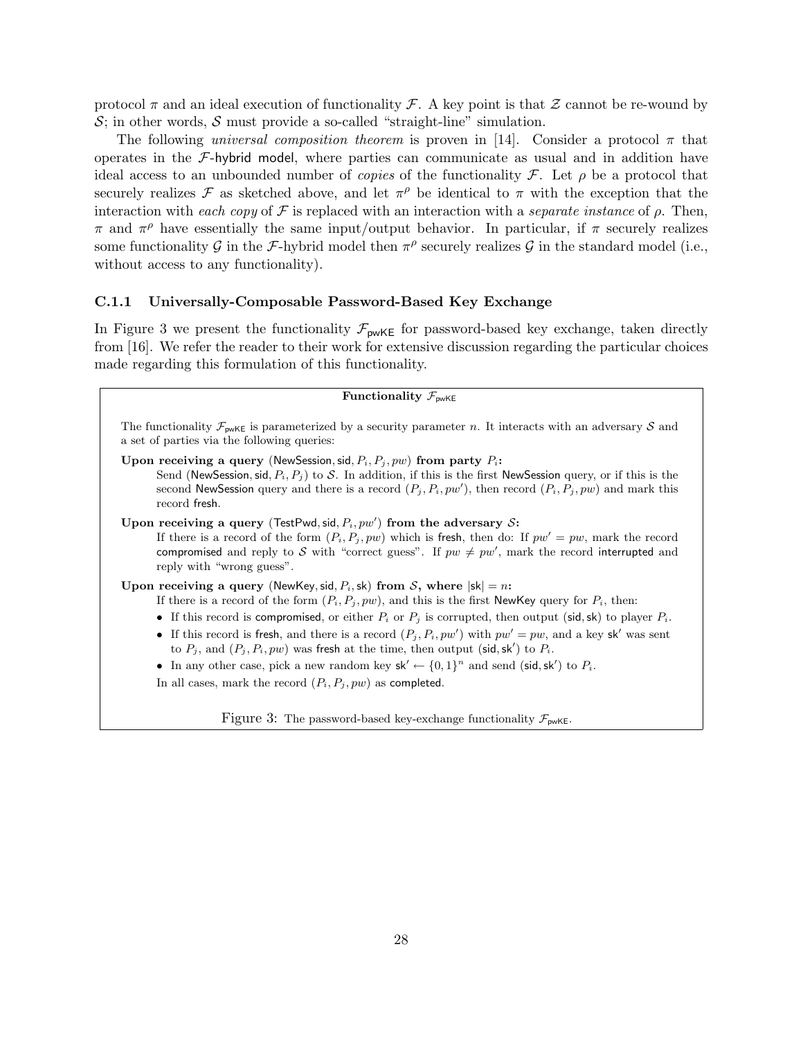protocol $\pi$ and an ideal execution of functionality $\mathcal{F}$. A key point is that $\mathcal{Z}$ cannot be re-wound by $\mathcal{S}$; in other words, $\mathcal{S}$ must provide a so-called "straight-line" simulation.

The following *universal composition theorem* is proven in [14]. Consider a protocol $\pi$ that operates in the $\mathcal{F}$-hybrid model, where parties can communicate as usual and in addition have ideal access to an unbounded number of *copies* of the functionality $\mathcal{F}$. Let $\rho$ be a protocol that securely realizes $\mathcal{F}$ as sketched above, and let $\pi^\rho$ be identical to $\pi$ with the exception that the interaction with *each copy* of $\mathcal{F}$ is replaced with an interaction with a *separate instance* of $\rho$. Then, $\pi$ and $\pi^\rho$ have essentially the same input/output behavior. In particular, if $\pi$ securely realizes some functionality $\mathcal{G}$ in the $\mathcal{F}$-hybrid model then $\pi^\rho$ securely realizes $\mathcal{G}$ in the standard model (i.e., without access to any functionality).

### C.1.1 Universally-Composable Password-Based Key Exchange

In Figure 3 we present the functionality $\mathcal{F}_{\mathsf{pwKE}}$ for password-based key exchange, taken directly from [16]. We refer the reader to their work for extensive discussion regarding the particular choices made regarding this formulation of this functionality.

**Functionality $\mathcal{F}_{\mathsf{pwKE}}$**

The functionality $\mathcal{F}_{\mathsf{pwKE}}$ is parameterized by a security parameter $n$. It interacts with an adversary $\mathcal{S}$ and a set of parties via the following queries:

**Upon receiving a query $(\mathsf{NewSession}, \mathsf{sid}, P_i, P_j, pw)$ from party $P_i$:**
Send $(\mathsf{NewSession}, \mathsf{sid}, P_i, P_j)$ to $\mathcal{S}$. In addition, if this is the first NewSession query, or if this is the second NewSession query and there is a record $(P_j, P_i, pw')$, then record $(P_i, P_j, pw)$ and mark this record fresh.

**Upon receiving a query $(\mathsf{TestPwd}, \mathsf{sid}, P_i, pw')$ from the adversary $\mathcal{S}$:**
If there is a record of the form $(P_i, P_j, pw)$ which is fresh, then do: If $pw' = pw$, mark the record compromised and reply to $\mathcal{S}$ with "correct guess". If $pw \neq pw'$, mark the record interrupted and reply with "wrong guess".

**Upon receiving a query $(\mathsf{NewKey}, \mathsf{sid}, P_i, \mathsf{sk})$ from $\mathcal{S}$, where $|\mathsf{sk}| = n$:**
If there is a record of the form $(P_i, P_j, pw)$, and this is the first NewKey query for $P_i$, then:

- If this record is compromised, or either $P_i$ or $P_j$ is corrupted, then output $(\mathsf{sid}, \mathsf{sk})$ to player $P_i$.
- If this record is fresh, and there is a record $(P_j, P_i, pw')$ with $pw' = pw$, and a key $\mathsf{sk}'$ was sent to $P_j$, and $(P_j, P_i, pw)$ was fresh at the time, then output $(\mathsf{sid}, \mathsf{sk}')$ to $P_i$.
- In any other case, pick a new random key $\mathsf{sk}' \leftarrow \{0,1\}^n$ and send $(\mathsf{sid}, \mathsf{sk}')$ to $P_i$.

In all cases, mark the record $(P_i, P_j, pw)$ as completed.

Figure 3: The password-based key-exchange functionality $\mathcal{F}_{\mathsf{pwKE}}$.